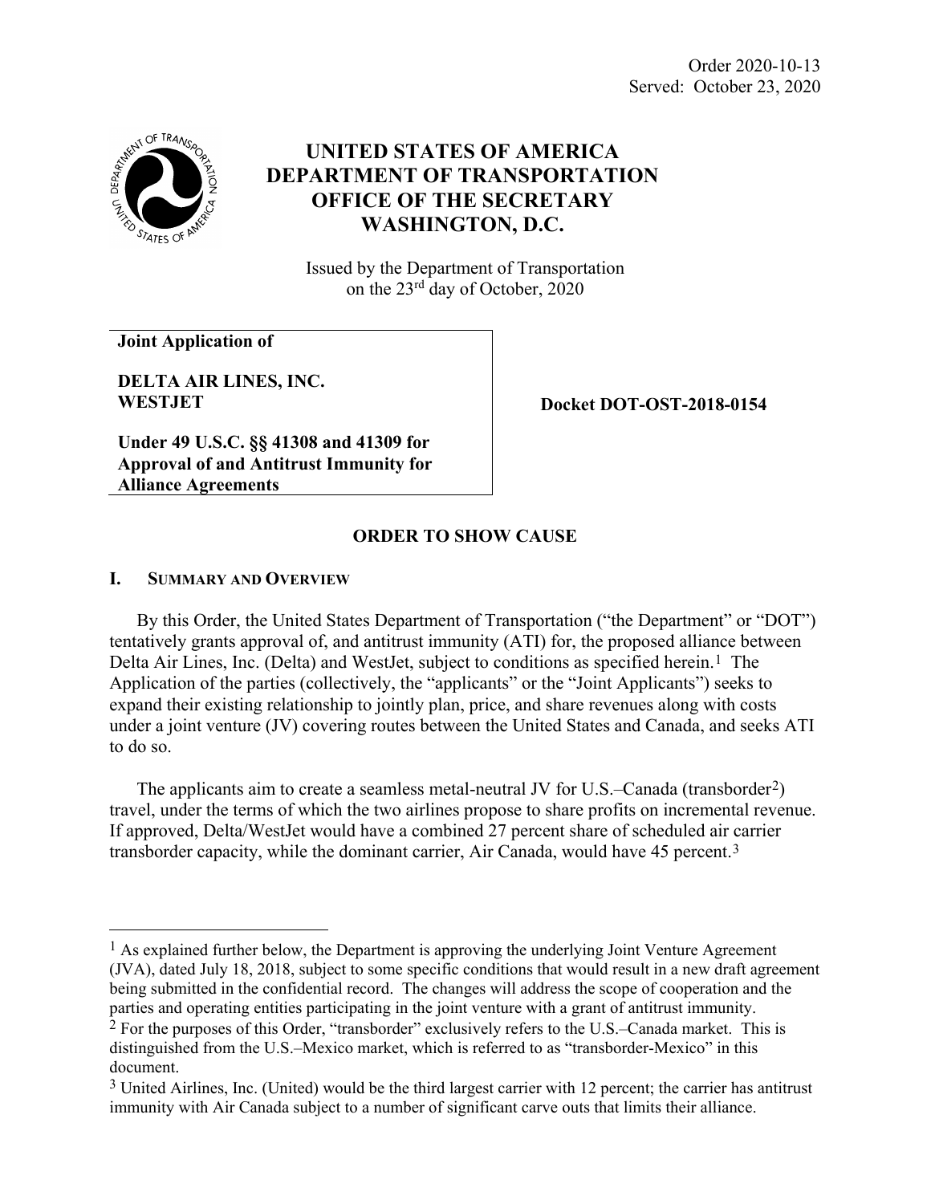Order 2020-10-13
Served: October 23, 2020

# UNITED STATES OF AMERICA
# DEPARTMENT OF TRANSPORTATION
# OFFICE OF THE SECRETARY
# WASHINGTON, D.C.

Issued by the Department of Transportation
on the 23rd day of October, 2020

| **Joint Application of** <br><br> **DELTA AIR LINES, INC.** <br> **WESTJET** <br><br> **Under 49 U.S.C. §§ 41308 and 41309 for Approval of and Antitrust Immunity for Alliance Agreements** | **Docket DOT-OST-2018-0154** |
|---|---|

## ORDER TO SHOW CAUSE

### I. SUMMARY AND OVERVIEW

By this Order, the United States Department of Transportation ("the Department" or "DOT") tentatively grants approval of, and antitrust immunity (ATI) for, the proposed alliance between Delta Air Lines, Inc. (Delta) and WestJet, subject to conditions as specified herein.[1] The Application of the parties (collectively, the "applicants" or the "Joint Applicants") seeks to expand their existing relationship to jointly plan, price, and share revenues along with costs under a joint venture (JV) covering routes between the United States and Canada, and seeks ATI to do so.

The applicants aim to create a seamless metal-neutral JV for U.S.–Canada (transborder[2]) travel, under the terms of which the two airlines propose to share profits on incremental revenue. If approved, Delta/WestJet would have a combined 27 percent share of scheduled air carrier transborder capacity, while the dominant carrier, Air Canada, would have 45 percent.[3]

---

[1] As explained further below, the Department is approving the underlying Joint Venture Agreement (JVA), dated July 18, 2018, subject to some specific conditions that would result in a new draft agreement being submitted in the confidential record. The changes will address the scope of cooperation and the parties and operating entities participating in the joint venture with a grant of antitrust immunity.

[2] For the purposes of this Order, "transborder" exclusively refers to the U.S.–Canada market. This is distinguished from the U.S.–Mexico market, which is referred to as "transborder-Mexico" in this document.

[3] United Airlines, Inc. (United) would be the third largest carrier with 12 percent; the carrier has antitrust immunity with Air Canada subject to a number of significant carve outs that limits their alliance.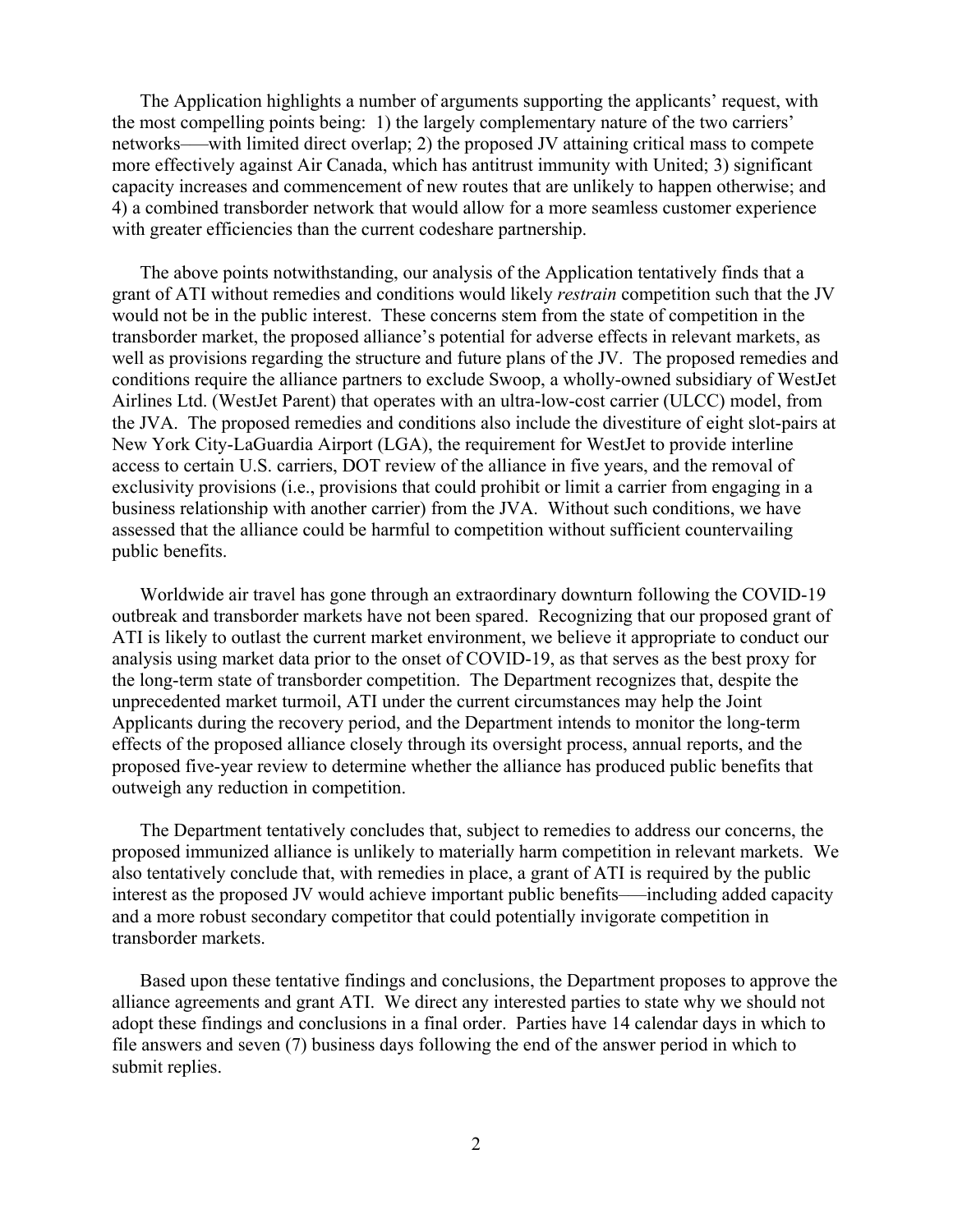The Application highlights a number of arguments supporting the applicants' request, with the most compelling points being: 1) the largely complementary nature of the two carriers' networks—with limited direct overlap; 2) the proposed JV attaining critical mass to compete more effectively against Air Canada, which has antitrust immunity with United; 3) significant capacity increases and commencement of new routes that are unlikely to happen otherwise; and 4) a combined transborder network that would allow for a more seamless customer experience with greater efficiencies than the current codeshare partnership.

The above points notwithstanding, our analysis of the Application tentatively finds that a grant of ATI without remedies and conditions would likely *restrain* competition such that the JV would not be in the public interest. These concerns stem from the state of competition in the transborder market, the proposed alliance's potential for adverse effects in relevant markets, as well as provisions regarding the structure and future plans of the JV. The proposed remedies and conditions require the alliance partners to exclude Swoop, a wholly-owned subsidiary of WestJet Airlines Ltd. (WestJet Parent) that operates with an ultra-low-cost carrier (ULCC) model, from the JVA. The proposed remedies and conditions also include the divestiture of eight slot-pairs at New York City-LaGuardia Airport (LGA), the requirement for WestJet to provide interline access to certain U.S. carriers, DOT review of the alliance in five years, and the removal of exclusivity provisions (i.e., provisions that could prohibit or limit a carrier from engaging in a business relationship with another carrier) from the JVA. Without such conditions, we have assessed that the alliance could be harmful to competition without sufficient countervailing public benefits.

Worldwide air travel has gone through an extraordinary downturn following the COVID-19 outbreak and transborder markets have not been spared. Recognizing that our proposed grant of ATI is likely to outlast the current market environment, we believe it appropriate to conduct our analysis using market data prior to the onset of COVID-19, as that serves as the best proxy for the long-term state of transborder competition. The Department recognizes that, despite the unprecedented market turmoil, ATI under the current circumstances may help the Joint Applicants during the recovery period, and the Department intends to monitor the long-term effects of the proposed alliance closely through its oversight process, annual reports, and the proposed five-year review to determine whether the alliance has produced public benefits that outweigh any reduction in competition.

The Department tentatively concludes that, subject to remedies to address our concerns, the proposed immunized alliance is unlikely to materially harm competition in relevant markets. We also tentatively conclude that, with remedies in place, a grant of ATI is required by the public interest as the proposed JV would achieve important public benefits—including added capacity and a more robust secondary competitor that could potentially invigorate competition in transborder markets.

Based upon these tentative findings and conclusions, the Department proposes to approve the alliance agreements and grant ATI. We direct any interested parties to state why we should not adopt these findings and conclusions in a final order. Parties have 14 calendar days in which to file answers and seven (7) business days following the end of the answer period in which to submit replies.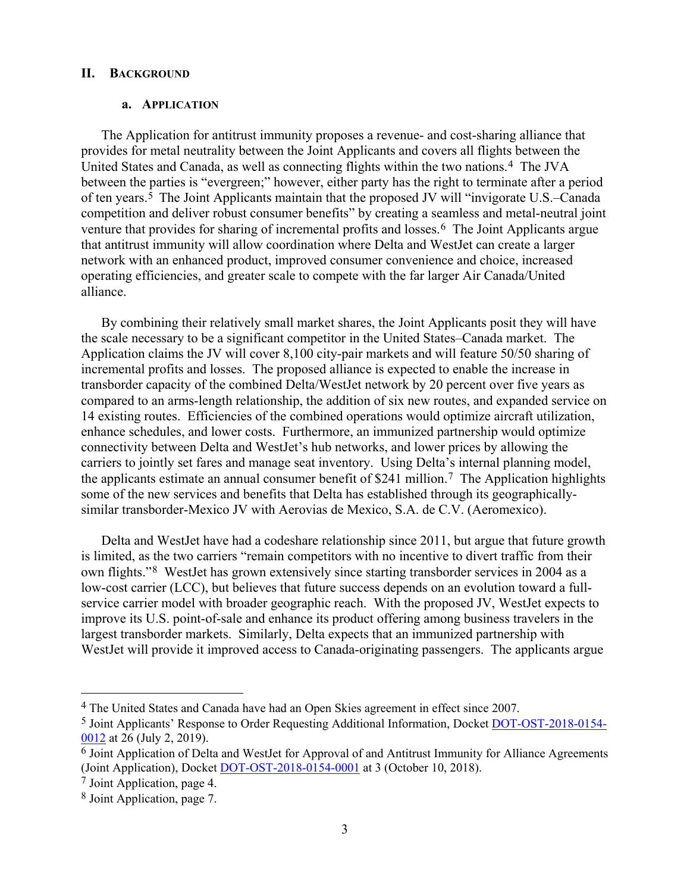## II. Background

### a. Application

The Application for antitrust immunity proposes a revenue- and cost-sharing alliance that provides for metal neutrality between the Joint Applicants and covers all flights between the United States and Canada, as well as connecting flights within the two nations.[4] The JVA between the parties is "evergreen;" however, either party has the right to terminate after a period of ten years.[5] The Joint Applicants maintain that the proposed JV will "invigorate U.S.–Canada competition and deliver robust consumer benefits" by creating a seamless and metal-neutral joint venture that provides for sharing of incremental profits and losses.[6] The Joint Applicants argue that antitrust immunity will allow coordination where Delta and WestJet can create a larger network with an enhanced product, improved consumer convenience and choice, increased operating efficiencies, and greater scale to compete with the far larger Air Canada/United alliance.

By combining their relatively small market shares, the Joint Applicants posit they will have the scale necessary to be a significant competitor in the United States–Canada market. The Application claims the JV will cover 8,100 city-pair markets and will feature 50/50 sharing of incremental profits and losses. The proposed alliance is expected to enable the increase in transborder capacity of the combined Delta/WestJet network by 20 percent over five years as compared to an arms-length relationship, the addition of six new routes, and expanded service on 14 existing routes. Efficiencies of the combined operations would optimize aircraft utilization, enhance schedules, and lower costs. Furthermore, an immunized partnership would optimize connectivity between Delta and WestJet's hub networks, and lower prices by allowing the carriers to jointly set fares and manage seat inventory. Using Delta's internal planning model, the applicants estimate an annual consumer benefit of $241 million.[7] The Application highlights some of the new services and benefits that Delta has established through its geographically-similar transborder-Mexico JV with Aerovias de Mexico, S.A. de C.V. (Aeromexico).

Delta and WestJet have had a codeshare relationship since 2011, but argue that future growth is limited, as the two carriers "remain competitors with no incentive to divert traffic from their own flights."[8] WestJet has grown extensively since starting transborder services in 2004 as a low-cost carrier (LCC), but believes that future success depends on an evolution toward a full-service carrier model with broader geographic reach. With the proposed JV, WestJet expects to improve its U.S. point-of-sale and enhance its product offering among business travelers in the largest transborder markets. Similarly, Delta expects that an immunized partnership with WestJet will provide it improved access to Canada-originating passengers. The applicants argue

---

[4] The United States and Canada have had an Open Skies agreement in effect since 2007.

[5] Joint Applicants' Response to Order Requesting Additional Information, Docket DOT-OST-2018-0154-0012 at 26 (July 2, 2019).

[6] Joint Application of Delta and WestJet for Approval of and Antitrust Immunity for Alliance Agreements (Joint Application), Docket DOT-OST-2018-0154-0001 at 3 (October 10, 2018).

[7] Joint Application, page 4.

[8] Joint Application, page 7.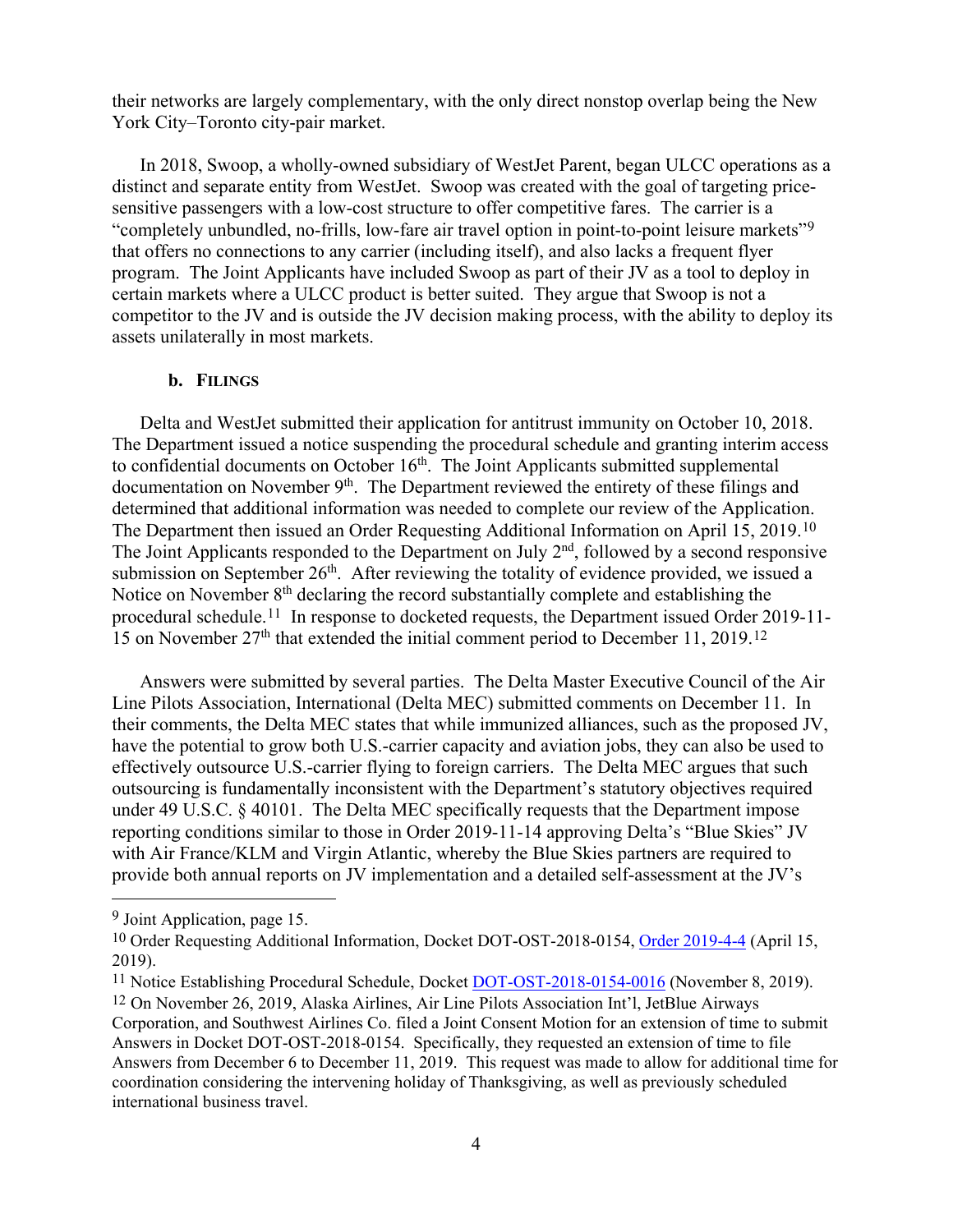their networks are largely complementary, with the only direct nonstop overlap being the New York City–Toronto city-pair market.

In 2018, Swoop, a wholly-owned subsidiary of WestJet Parent, began ULCC operations as a distinct and separate entity from WestJet. Swoop was created with the goal of targeting price-sensitive passengers with a low-cost structure to offer competitive fares. The carrier is a "completely unbundled, no-frills, low-fare air travel option in point-to-point leisure markets"[9] that offers no connections to any carrier (including itself), and also lacks a frequent flyer program. The Joint Applicants have included Swoop as part of their JV as a tool to deploy in certain markets where a ULCC product is better suited. They argue that Swoop is not a competitor to the JV and is outside the JV decision making process, with the ability to deploy its assets unilaterally in most markets.

### b. Filings

Delta and WestJet submitted their application for antitrust immunity on October 10, 2018. The Department issued a notice suspending the procedural schedule and granting interim access to confidential documents on October 16th. The Joint Applicants submitted supplemental documentation on November 9th. The Department reviewed the entirety of these filings and determined that additional information was needed to complete our review of the Application. The Department then issued an Order Requesting Additional Information on April 15, 2019.[10] The Joint Applicants responded to the Department on July 2nd, followed by a second responsive submission on September 26th. After reviewing the totality of evidence provided, we issued a Notice on November 8th declaring the record substantially complete and establishing the procedural schedule.[11] In response to docketed requests, the Department issued Order 2019-11-15 on November 27th that extended the initial comment period to December 11, 2019.[12]

Answers were submitted by several parties. The Delta Master Executive Council of the Air Line Pilots Association, International (Delta MEC) submitted comments on December 11. In their comments, the Delta MEC states that while immunized alliances, such as the proposed JV, have the potential to grow both U.S.-carrier capacity and aviation jobs, they can also be used to effectively outsource U.S.-carrier flying to foreign carriers. The Delta MEC argues that such outsourcing is fundamentally inconsistent with the Department's statutory objectives required under 49 U.S.C. § 40101. The Delta MEC specifically requests that the Department impose reporting conditions similar to those in Order 2019-11-14 approving Delta's "Blue Skies" JV with Air France/KLM and Virgin Atlantic, whereby the Blue Skies partners are required to provide both annual reports on JV implementation and a detailed self-assessment at the JV's

---

[9] Joint Application, page 15.

[10] Order Requesting Additional Information, Docket DOT-OST-2018-0154, Order 2019-4-4 (April 15, 2019).

[11] Notice Establishing Procedural Schedule, Docket DOT-OST-2018-0154-0016 (November 8, 2019).

[12] On November 26, 2019, Alaska Airlines, Air Line Pilots Association Int'l, JetBlue Airways Corporation, and Southwest Airlines Co. filed a Joint Consent Motion for an extension of time to submit Answers in Docket DOT-OST-2018-0154. Specifically, they requested an extension of time to file Answers from December 6 to December 11, 2019. This request was made to allow for additional time for coordination considering the intervening holiday of Thanksgiving, as well as previously scheduled international business travel.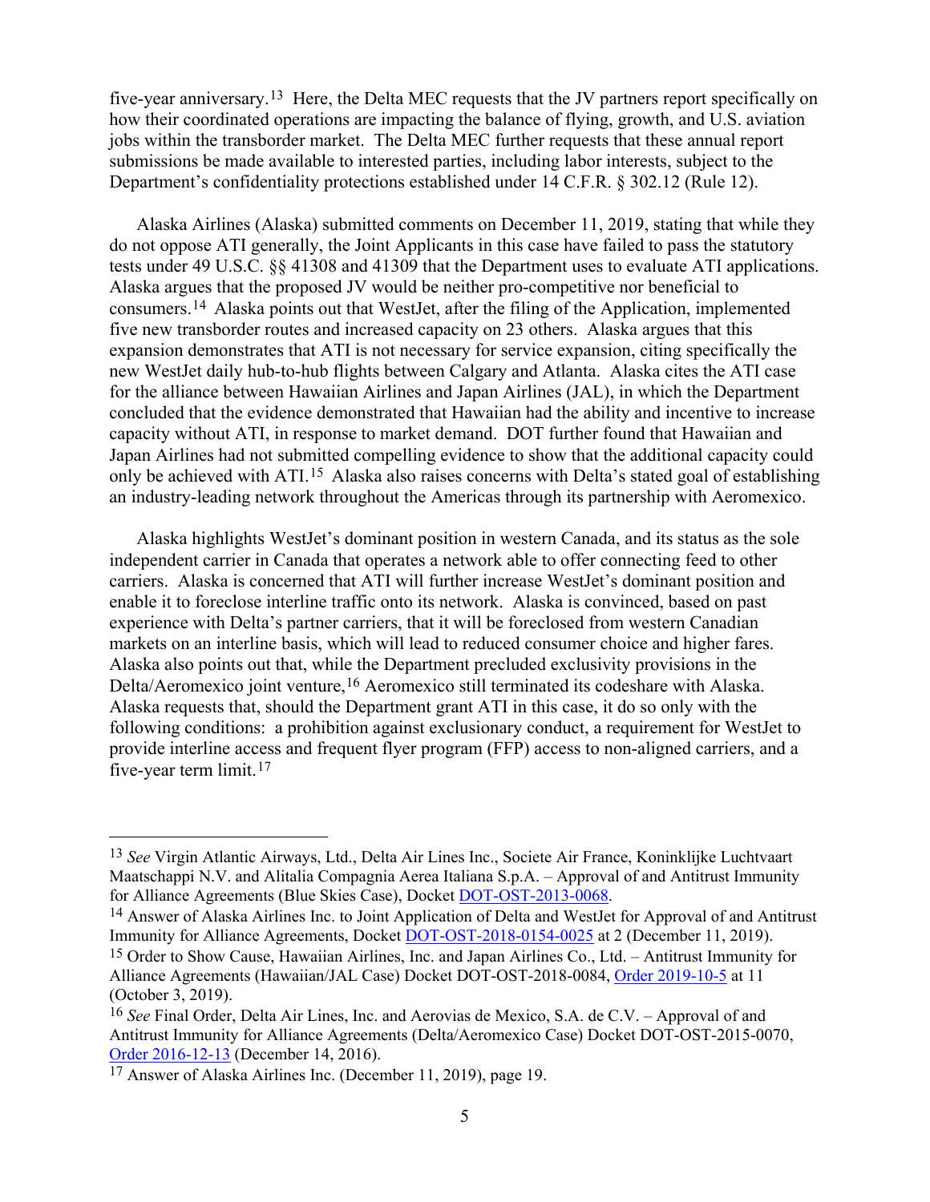five-year anniversary.[13] Here, the Delta MEC requests that the JV partners report specifically on how their coordinated operations are impacting the balance of flying, growth, and U.S. aviation jobs within the transborder market. The Delta MEC further requests that these annual report submissions be made available to interested parties, including labor interests, subject to the Department's confidentiality protections established under 14 C.F.R. § 302.12 (Rule 12).

Alaska Airlines (Alaska) submitted comments on December 11, 2019, stating that while they do not oppose ATI generally, the Joint Applicants in this case have failed to pass the statutory tests under 49 U.S.C. §§ 41308 and 41309 that the Department uses to evaluate ATI applications. Alaska argues that the proposed JV would be neither pro-competitive nor beneficial to consumers.[14] Alaska points out that WestJet, after the filing of the Application, implemented five new transborder routes and increased capacity on 23 others. Alaska argues that this expansion demonstrates that ATI is not necessary for service expansion, citing specifically the new WestJet daily hub-to-hub flights between Calgary and Atlanta. Alaska cites the ATI case for the alliance between Hawaiian Airlines and Japan Airlines (JAL), in which the Department concluded that the evidence demonstrated that Hawaiian had the ability and incentive to increase capacity without ATI, in response to market demand. DOT further found that Hawaiian and Japan Airlines had not submitted compelling evidence to show that the additional capacity could only be achieved with ATI.[15] Alaska also raises concerns with Delta's stated goal of establishing an industry-leading network throughout the Americas through its partnership with Aeromexico.

Alaska highlights WestJet's dominant position in western Canada, and its status as the sole independent carrier in Canada that operates a network able to offer connecting feed to other carriers. Alaska is concerned that ATI will further increase WestJet's dominant position and enable it to foreclose interline traffic onto its network. Alaska is convinced, based on past experience with Delta's partner carriers, that it will be foreclosed from western Canadian markets on an interline basis, which will lead to reduced consumer choice and higher fares. Alaska also points out that, while the Department precluded exclusivity provisions in the Delta/Aeromexico joint venture,[16] Aeromexico still terminated its codeshare with Alaska. Alaska requests that, should the Department grant ATI in this case, it do so only with the following conditions: a prohibition against exclusionary conduct, a requirement for WestJet to provide interline access and frequent flyer program (FFP) access to non-aligned carriers, and a five-year term limit.[17]

---

[13] *See* Virgin Atlantic Airways, Ltd., Delta Air Lines Inc., Societe Air France, Koninklijke Luchtvaart Maatschappi N.V. and Alitalia Compagnia Aerea Italiana S.p.A. – Approval of and Antitrust Immunity for Alliance Agreements (Blue Skies Case), Docket DOT-OST-2013-0068.

[14] Answer of Alaska Airlines Inc. to Joint Application of Delta and WestJet for Approval of and Antitrust Immunity for Alliance Agreements, Docket DOT-OST-2018-0154-0025 at 2 (December 11, 2019).

[15] Order to Show Cause, Hawaiian Airlines, Inc. and Japan Airlines Co., Ltd. – Antitrust Immunity for Alliance Agreements (Hawaiian/JAL Case) Docket DOT-OST-2018-0084, Order 2019-10-5 at 11 (October 3, 2019).

[16] *See* Final Order, Delta Air Lines, Inc. and Aerovias de Mexico, S.A. de C.V. – Approval of and Antitrust Immunity for Alliance Agreements (Delta/Aeromexico Case) Docket DOT-OST-2015-0070, Order 2016-12-13 (December 14, 2016).

[17] Answer of Alaska Airlines Inc. (December 11, 2019), page 19.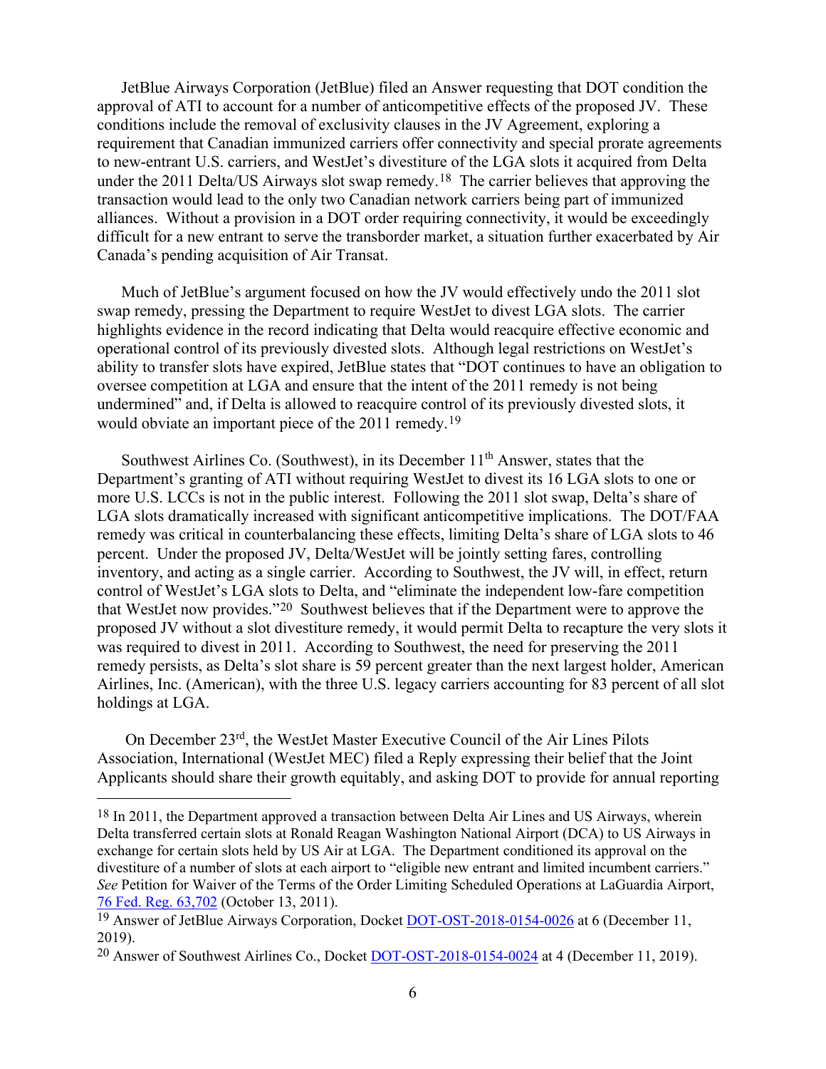JetBlue Airways Corporation (JetBlue) filed an Answer requesting that DOT condition the approval of ATI to account for a number of anticompetitive effects of the proposed JV. These conditions include the removal of exclusivity clauses in the JV Agreement, exploring a requirement that Canadian immunized carriers offer connectivity and special prorate agreements to new-entrant U.S. carriers, and WestJet's divestiture of the LGA slots it acquired from Delta under the 2011 Delta/US Airways slot swap remedy.[18] The carrier believes that approving the transaction would lead to the only two Canadian network carriers being part of immunized alliances. Without a provision in a DOT order requiring connectivity, it would be exceedingly difficult for a new entrant to serve the transborder market, a situation further exacerbated by Air Canada's pending acquisition of Air Transat.

Much of JetBlue's argument focused on how the JV would effectively undo the 2011 slot swap remedy, pressing the Department to require WestJet to divest LGA slots. The carrier highlights evidence in the record indicating that Delta would reacquire effective economic and operational control of its previously divested slots. Although legal restrictions on WestJet's ability to transfer slots have expired, JetBlue states that "DOT continues to have an obligation to oversee competition at LGA and ensure that the intent of the 2011 remedy is not being undermined" and, if Delta is allowed to reacquire control of its previously divested slots, it would obviate an important piece of the 2011 remedy.[19]

Southwest Airlines Co. (Southwest), in its December 11th Answer, states that the Department's granting of ATI without requiring WestJet to divest its 16 LGA slots to one or more U.S. LCCs is not in the public interest. Following the 2011 slot swap, Delta's share of LGA slots dramatically increased with significant anticompetitive implications. The DOT/FAA remedy was critical in counterbalancing these effects, limiting Delta's share of LGA slots to 46 percent. Under the proposed JV, Delta/WestJet will be jointly setting fares, controlling inventory, and acting as a single carrier. According to Southwest, the JV will, in effect, return control of WestJet's LGA slots to Delta, and "eliminate the independent low-fare competition that WestJet now provides."[20] Southwest believes that if the Department were to approve the proposed JV without a slot divestiture remedy, it would permit Delta to recapture the very slots it was required to divest in 2011. According to Southwest, the need for preserving the 2011 remedy persists, as Delta's slot share is 59 percent greater than the next largest holder, American Airlines, Inc. (American), with the three U.S. legacy carriers accounting for 83 percent of all slot holdings at LGA.

On December 23rd, the WestJet Master Executive Council of the Air Lines Pilots Association, International (WestJet MEC) filed a Reply expressing their belief that the Joint Applicants should share their growth equitably, and asking DOT to provide for annual reporting

---

[18] In 2011, the Department approved a transaction between Delta Air Lines and US Airways, wherein Delta transferred certain slots at Ronald Reagan Washington National Airport (DCA) to US Airways in exchange for certain slots held by US Air at LGA. The Department conditioned its approval on the divestiture of a number of slots at each airport to "eligible new entrant and limited incumbent carriers." *See* Petition for Waiver of the Terms of the Order Limiting Scheduled Operations at LaGuardia Airport, 76 Fed. Reg. 63,702 (October 13, 2011).

[19] Answer of JetBlue Airways Corporation, Docket DOT-OST-2018-0154-0026 at 6 (December 11, 2019).

[20] Answer of Southwest Airlines Co., Docket DOT-OST-2018-0154-0024 at 4 (December 11, 2019).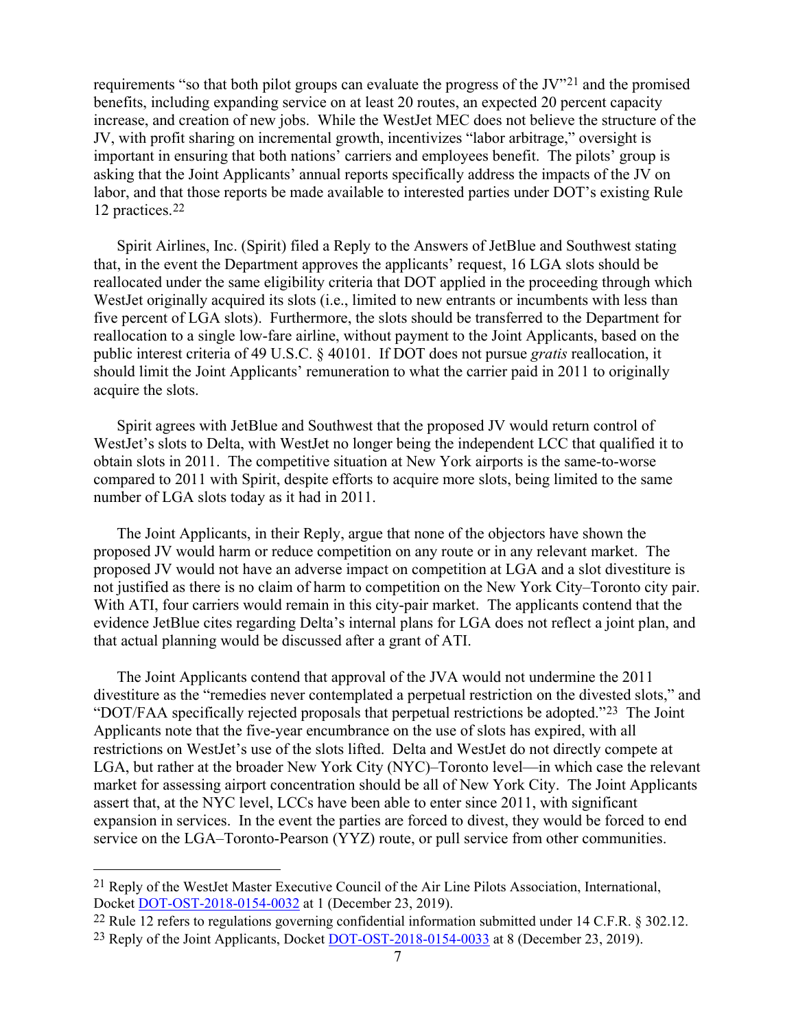requirements "so that both pilot groups can evaluate the progress of the JV"[21] and the promised benefits, including expanding service on at least 20 routes, an expected 20 percent capacity increase, and creation of new jobs. While the WestJet MEC does not believe the structure of the JV, with profit sharing on incremental growth, incentivizes "labor arbitrage," oversight is important in ensuring that both nations' carriers and employees benefit. The pilots' group is asking that the Joint Applicants' annual reports specifically address the impacts of the JV on labor, and that those reports be made available to interested parties under DOT's existing Rule 12 practices.[22]

Spirit Airlines, Inc. (Spirit) filed a Reply to the Answers of JetBlue and Southwest stating that, in the event the Department approves the applicants' request, 16 LGA slots should be reallocated under the same eligibility criteria that DOT applied in the proceeding through which WestJet originally acquired its slots (i.e., limited to new entrants or incumbents with less than five percent of LGA slots). Furthermore, the slots should be transferred to the Department for reallocation to a single low-fare airline, without payment to the Joint Applicants, based on the public interest criteria of 49 U.S.C. § 40101. If DOT does not pursue *gratis* reallocation, it should limit the Joint Applicants' remuneration to what the carrier paid in 2011 to originally acquire the slots.

Spirit agrees with JetBlue and Southwest that the proposed JV would return control of WestJet's slots to Delta, with WestJet no longer being the independent LCC that qualified it to obtain slots in 2011. The competitive situation at New York airports is the same-to-worse compared to 2011 with Spirit, despite efforts to acquire more slots, being limited to the same number of LGA slots today as it had in 2011.

The Joint Applicants, in their Reply, argue that none of the objectors have shown the proposed JV would harm or reduce competition on any route or in any relevant market. The proposed JV would not have an adverse impact on competition at LGA and a slot divestiture is not justified as there is no claim of harm to competition on the New York City–Toronto city pair. With ATI, four carriers would remain in this city-pair market. The applicants contend that the evidence JetBlue cites regarding Delta's internal plans for LGA does not reflect a joint plan, and that actual planning would be discussed after a grant of ATI.

The Joint Applicants contend that approval of the JVA would not undermine the 2011 divestiture as the "remedies never contemplated a perpetual restriction on the divested slots," and "DOT/FAA specifically rejected proposals that perpetual restrictions be adopted."[23] The Joint Applicants note that the five-year encumbrance on the use of slots has expired, with all restrictions on WestJet's use of the slots lifted. Delta and WestJet do not directly compete at LGA, but rather at the broader New York City (NYC)–Toronto level—in which case the relevant market for assessing airport concentration should be all of New York City. The Joint Applicants assert that, at the NYC level, LCCs have been able to enter since 2011, with significant expansion in services. In the event the parties are forced to divest, they would be forced to end service on the LGA–Toronto-Pearson (YYZ) route, or pull service from other communities.

---

[21] Reply of the WestJet Master Executive Council of the Air Line Pilots Association, International, Docket DOT-OST-2018-0154-0032 at 1 (December 23, 2019).

[22] Rule 12 refers to regulations governing confidential information submitted under 14 C.F.R. § 302.12.

[23] Reply of the Joint Applicants, Docket DOT-OST-2018-0154-0033 at 8 (December 23, 2019).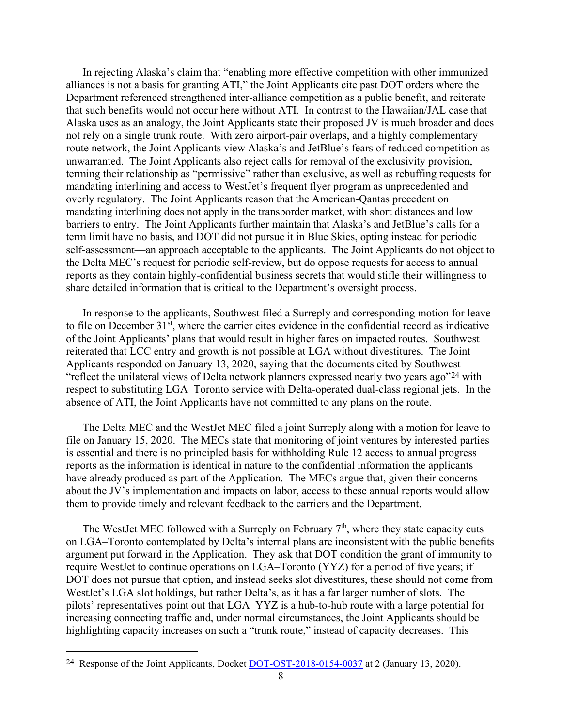In rejecting Alaska's claim that "enabling more effective competition with other immunized alliances is not a basis for granting ATI," the Joint Applicants cite past DOT orders where the Department referenced strengthened inter-alliance competition as a public benefit, and reiterate that such benefits would not occur here without ATI. In contrast to the Hawaiian/JAL case that Alaska uses as an analogy, the Joint Applicants state their proposed JV is much broader and does not rely on a single trunk route. With zero airport-pair overlaps, and a highly complementary route network, the Joint Applicants view Alaska's and JetBlue's fears of reduced competition as unwarranted. The Joint Applicants also reject calls for removal of the exclusivity provision, terming their relationship as "permissive" rather than exclusive, as well as rebuffing requests for mandating interlining and access to WestJet's frequent flyer program as unprecedented and overly regulatory. The Joint Applicants reason that the American-Qantas precedent on mandating interlining does not apply in the transborder market, with short distances and low barriers to entry. The Joint Applicants further maintain that Alaska's and JetBlue's calls for a term limit have no basis, and DOT did not pursue it in Blue Skies, opting instead for periodic self-assessment—an approach acceptable to the applicants. The Joint Applicants do not object to the Delta MEC's request for periodic self-review, but do oppose requests for access to annual reports as they contain highly-confidential business secrets that would stifle their willingness to share detailed information that is critical to the Department's oversight process.

In response to the applicants, Southwest filed a Surreply and corresponding motion for leave to file on December 31st, where the carrier cites evidence in the confidential record as indicative of the Joint Applicants' plans that would result in higher fares on impacted routes. Southwest reiterated that LCC entry and growth is not possible at LGA without divestitures. The Joint Applicants responded on January 13, 2020, saying that the documents cited by Southwest "reflect the unilateral views of Delta network planners expressed nearly two years ago"[24] with respect to substituting LGA–Toronto service with Delta-operated dual-class regional jets. In the absence of ATI, the Joint Applicants have not committed to any plans on the route.

The Delta MEC and the WestJet MEC filed a joint Surreply along with a motion for leave to file on January 15, 2020. The MECs state that monitoring of joint ventures by interested parties is essential and there is no principled basis for withholding Rule 12 access to annual progress reports as the information is identical in nature to the confidential information the applicants have already produced as part of the Application. The MECs argue that, given their concerns about the JV's implementation and impacts on labor, access to these annual reports would allow them to provide timely and relevant feedback to the carriers and the Department.

The WestJet MEC followed with a Surreply on February 7th, where they state capacity cuts on LGA–Toronto contemplated by Delta's internal plans are inconsistent with the public benefits argument put forward in the Application. They ask that DOT condition the grant of immunity to require WestJet to continue operations on LGA–Toronto (YYZ) for a period of five years; if DOT does not pursue that option, and instead seeks slot divestitures, these should not come from WestJet's LGA slot holdings, but rather Delta's, as it has a far larger number of slots. The pilots' representatives point out that LGA–YYZ is a hub-to-hub route with a large potential for increasing connecting traffic and, under normal circumstances, the Joint Applicants should be highlighting capacity increases on such a "trunk route," instead of capacity decreases. This

---

[24] Response of the Joint Applicants, Docket DOT-OST-2018-0154-0037 at 2 (January 13, 2020).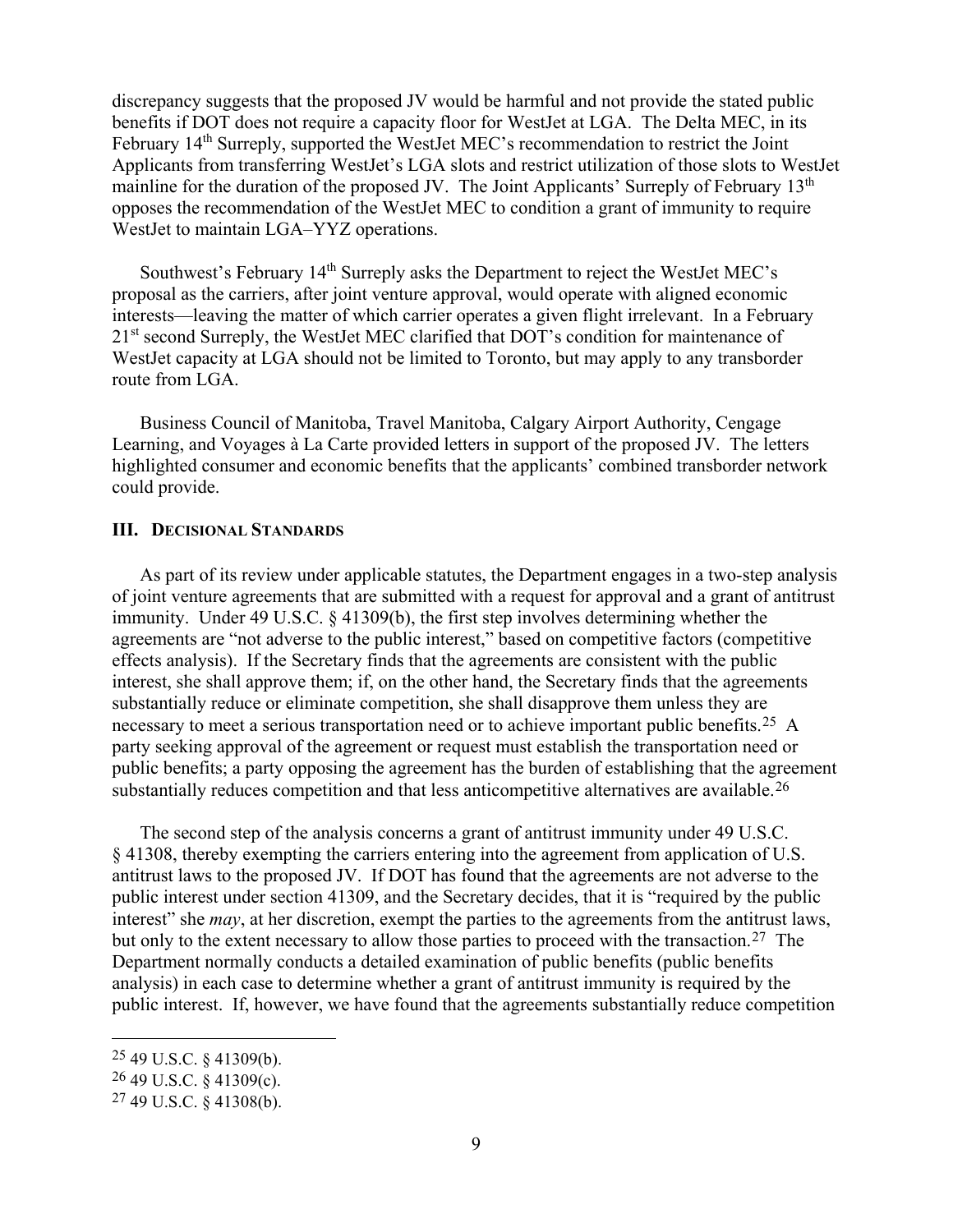discrepancy suggests that the proposed JV would be harmful and not provide the stated public benefits if DOT does not require a capacity floor for WestJet at LGA. The Delta MEC, in its February 14th Surreply, supported the WestJet MEC's recommendation to restrict the Joint Applicants from transferring WestJet's LGA slots and restrict utilization of those slots to WestJet mainline for the duration of the proposed JV. The Joint Applicants' Surreply of February 13th opposes the recommendation of the WestJet MEC to condition a grant of immunity to require WestJet to maintain LGA–YYZ operations.

Southwest's February 14th Surreply asks the Department to reject the WestJet MEC's proposal as the carriers, after joint venture approval, would operate with aligned economic interests—leaving the matter of which carrier operates a given flight irrelevant. In a February 21st second Surreply, the WestJet MEC clarified that DOT's condition for maintenance of WestJet capacity at LGA should not be limited to Toronto, but may apply to any transborder route from LGA.

Business Council of Manitoba, Travel Manitoba, Calgary Airport Authority, Cengage Learning, and Voyages à La Carte provided letters in support of the proposed JV. The letters highlighted consumer and economic benefits that the applicants' combined transborder network could provide.

## III. Decisional Standards

As part of its review under applicable statutes, the Department engages in a two-step analysis of joint venture agreements that are submitted with a request for approval and a grant of antitrust immunity. Under 49 U.S.C. § 41309(b), the first step involves determining whether the agreements are "not adverse to the public interest," based on competitive factors (competitive effects analysis). If the Secretary finds that the agreements are consistent with the public interest, she shall approve them; if, on the other hand, the Secretary finds that the agreements substantially reduce or eliminate competition, she shall disapprove them unless they are necessary to meet a serious transportation need or to achieve important public benefits.[25] A party seeking approval of the agreement or request must establish the transportation need or public benefits; a party opposing the agreement has the burden of establishing that the agreement substantially reduces competition and that less anticompetitive alternatives are available.[26]

The second step of the analysis concerns a grant of antitrust immunity under 49 U.S.C. § 41308, thereby exempting the carriers entering into the agreement from application of U.S. antitrust laws to the proposed JV. If DOT has found that the agreements are not adverse to the public interest under section 41309, and the Secretary decides, that it is "required by the public interest" she *may*, at her discretion, exempt the parties to the agreements from the antitrust laws, but only to the extent necessary to allow those parties to proceed with the transaction.[27] The Department normally conducts a detailed examination of public benefits (public benefits analysis) in each case to determine whether a grant of antitrust immunity is required by the public interest. If, however, we have found that the agreements substantially reduce competition

[25] 49 U.S.C. § 41309(b).
[26] 49 U.S.C. § 41309(c).
[27] 49 U.S.C. § 41308(b).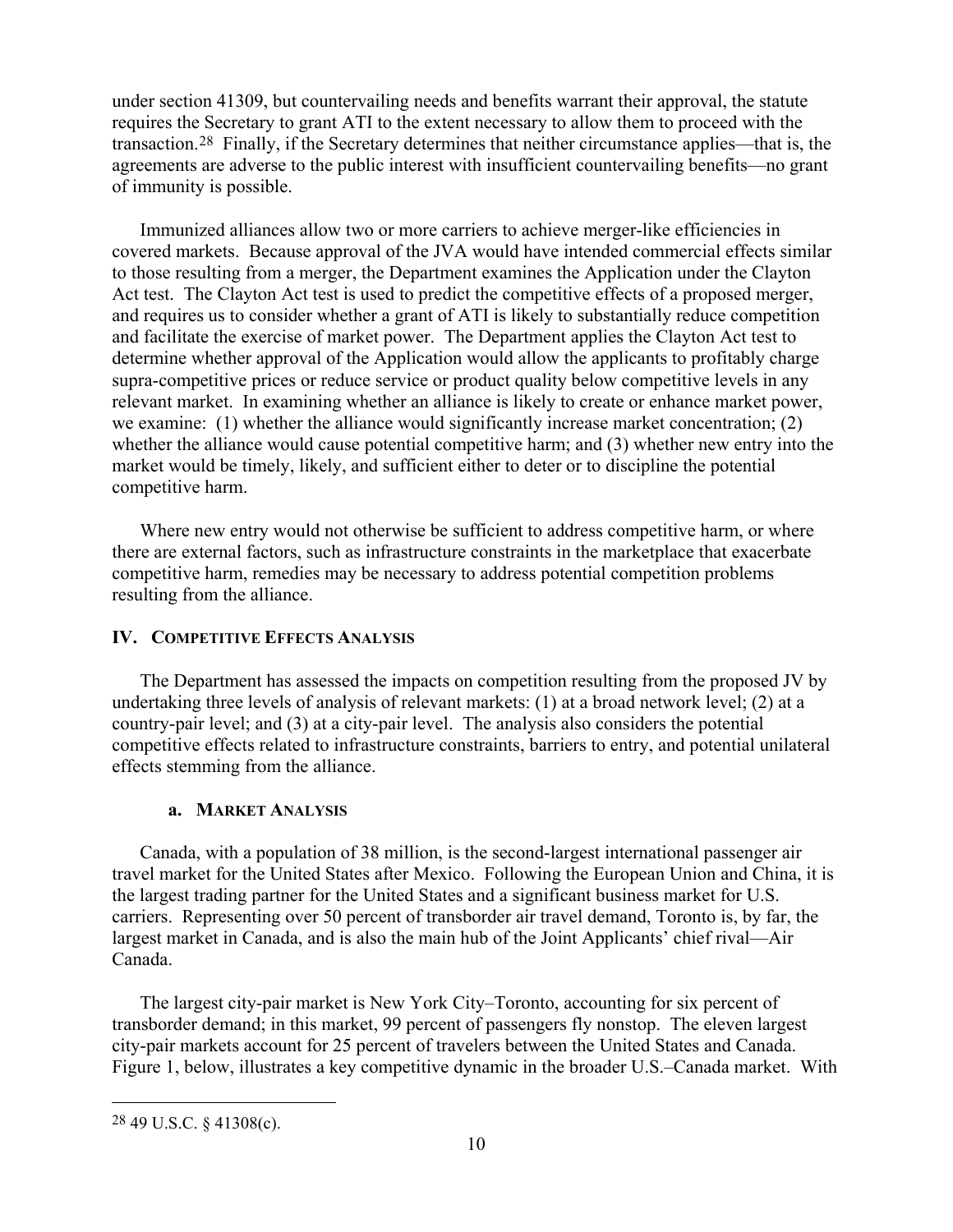under section 41309, but countervailing needs and benefits warrant their approval, the statute requires the Secretary to grant ATI to the extent necessary to allow them to proceed with the transaction.[28] Finally, if the Secretary determines that neither circumstance applies—that is, the agreements are adverse to the public interest with insufficient countervailing benefits—no grant of immunity is possible.

Immunized alliances allow two or more carriers to achieve merger-like efficiencies in covered markets. Because approval of the JVA would have intended commercial effects similar to those resulting from a merger, the Department examines the Application under the Clayton Act test. The Clayton Act test is used to predict the competitive effects of a proposed merger, and requires us to consider whether a grant of ATI is likely to substantially reduce competition and facilitate the exercise of market power. The Department applies the Clayton Act test to determine whether approval of the Application would allow the applicants to profitably charge supra-competitive prices or reduce service or product quality below competitive levels in any relevant market. In examining whether an alliance is likely to create or enhance market power, we examine: (1) whether the alliance would significantly increase market concentration; (2) whether the alliance would cause potential competitive harm; and (3) whether new entry into the market would be timely, likely, and sufficient either to deter or to discipline the potential competitive harm.

Where new entry would not otherwise be sufficient to address competitive harm, or where there are external factors, such as infrastructure constraints in the marketplace that exacerbate competitive harm, remedies may be necessary to address potential competition problems resulting from the alliance.

## IV. COMPETITIVE EFFECTS ANALYSIS

The Department has assessed the impacts on competition resulting from the proposed JV by undertaking three levels of analysis of relevant markets: (1) at a broad network level; (2) at a country-pair level; and (3) at a city-pair level. The analysis also considers the potential competitive effects related to infrastructure constraints, barriers to entry, and potential unilateral effects stemming from the alliance.

### a. MARKET ANALYSIS

Canada, with a population of 38 million, is the second-largest international passenger air travel market for the United States after Mexico. Following the European Union and China, it is the largest trading partner for the United States and a significant business market for U.S. carriers. Representing over 50 percent of transborder air travel demand, Toronto is, by far, the largest market in Canada, and is also the main hub of the Joint Applicants' chief rival—Air Canada.

The largest city-pair market is New York City–Toronto, accounting for six percent of transborder demand; in this market, 99 percent of passengers fly nonstop. The eleven largest city-pair markets account for 25 percent of travelers between the United States and Canada. Figure 1, below, illustrates a key competitive dynamic in the broader U.S.–Canada market. With

[28] 49 U.S.C. § 41308(c).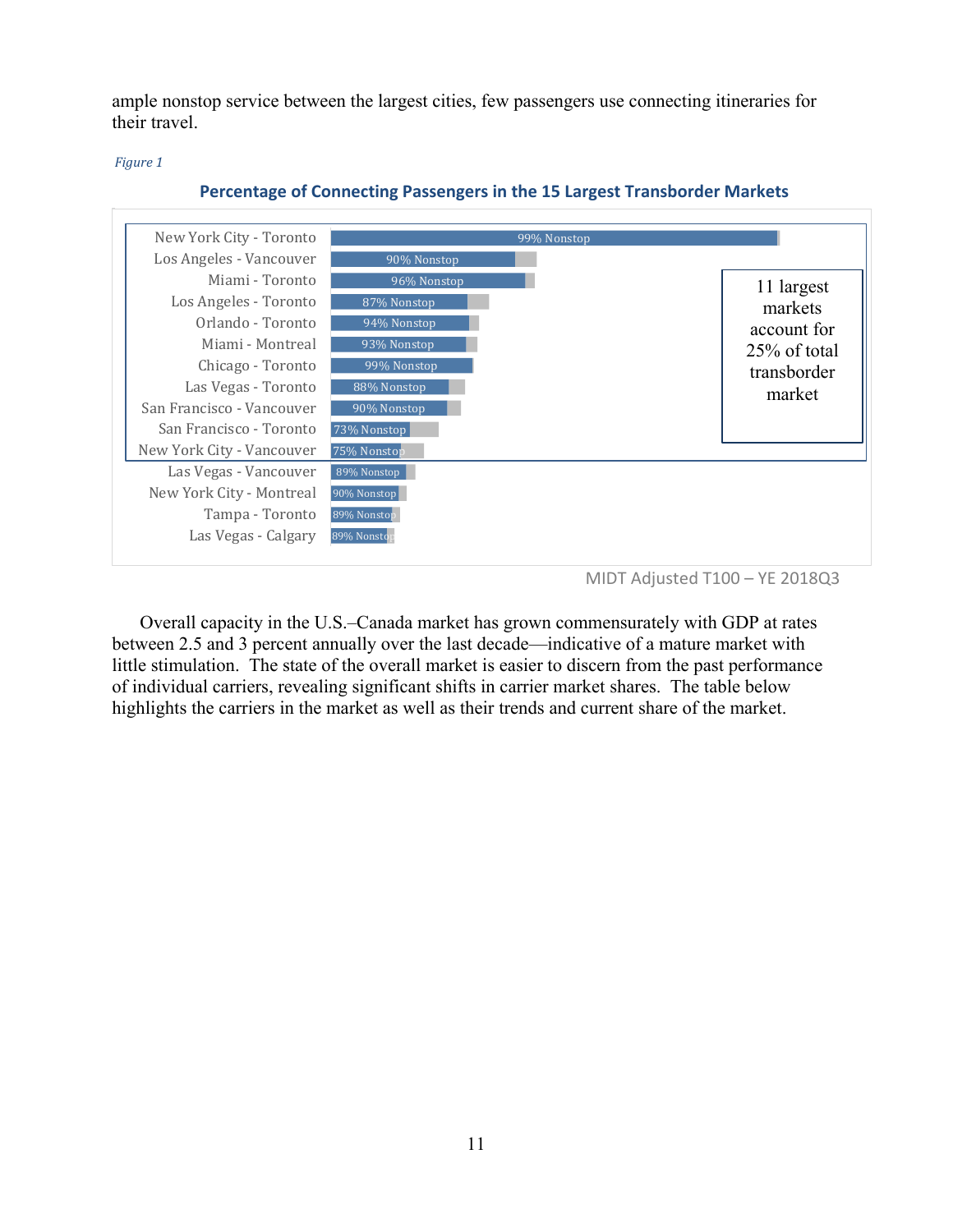ample nonstop service between the largest cities, few passengers use connecting itineraries for their travel.

*Figure 1*

**Percentage of Connecting Passengers in the 15 Largest Transborder Markets**

| Market | Nonstop |
| --- | --- |
| New York City - Toronto | 99% Nonstop |
| Los Angeles - Vancouver | 90% Nonstop |
| Miami - Toronto | 96% Nonstop |
| Los Angeles - Toronto | 87% Nonstop |
| Orlando - Toronto | 94% Nonstop |
| Miami - Montreal | 93% Nonstop |
| Chicago - Toronto | 99% Nonstop |
| Las Vegas - Toronto | 88% Nonstop |
| San Francisco - Vancouver | 90% Nonstop |
| San Francisco - Toronto | 73% Nonstop |
| New York City - Vancouver | 75% Nonstop |
| Las Vegas - Vancouver | 89% Nonstop |
| New York City - Montreal | 90% Nonstop |
| Tampa - Toronto | 89% Nonstop |
| Las Vegas - Calgary | 89% Nonstop |

11 largest markets account for 25% of total transborder market

MIDT Adjusted T100 – YE 2018Q3

Overall capacity in the U.S.–Canada market has grown commensurately with GDP at rates between 2.5 and 3 percent annually over the last decade—indicative of a mature market with little stimulation. The state of the overall market is easier to discern from the past performance of individual carriers, revealing significant shifts in carrier market shares. The table below highlights the carriers in the market as well as their trends and current share of the market.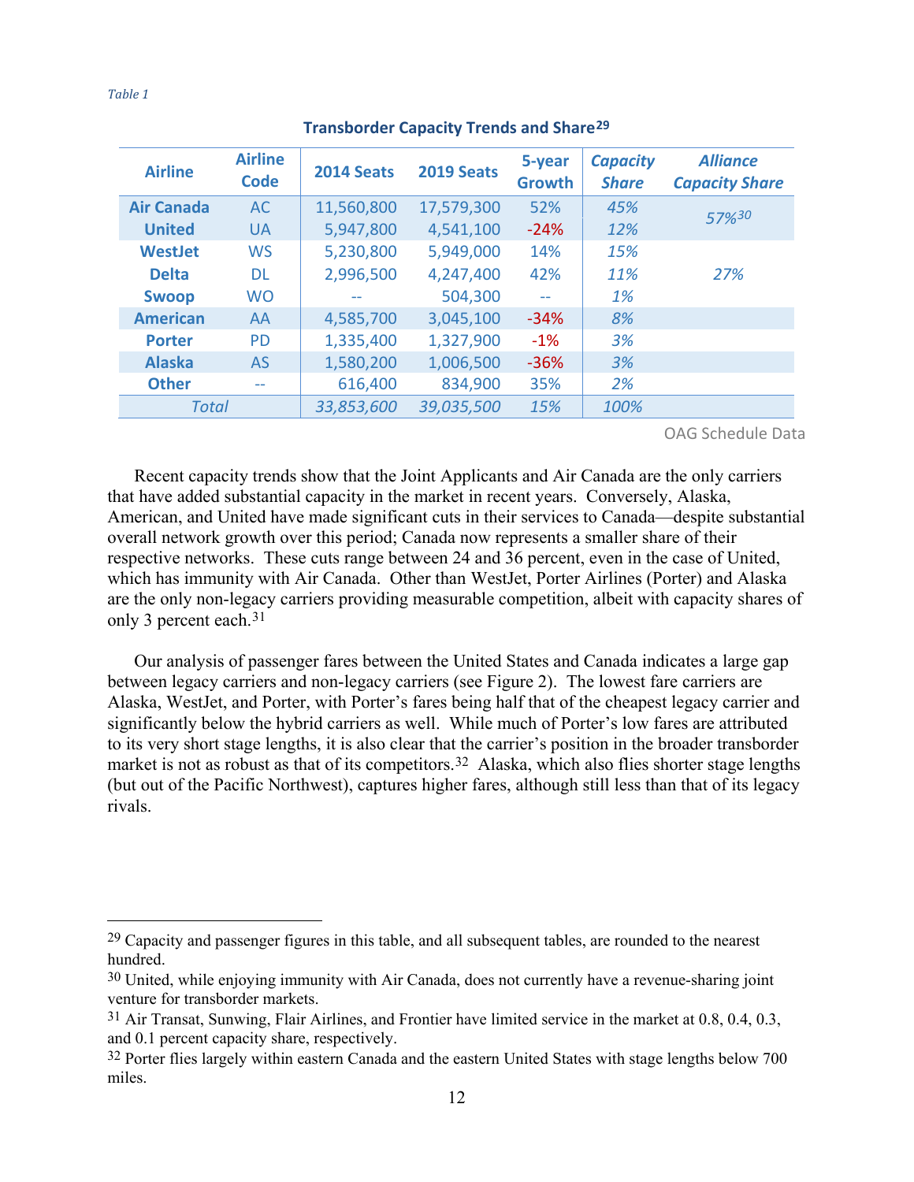*Table 1*

**Transborder Capacity Trends and Share[29]**

| Airline | Airline Code | 2014 Seats | 2019 Seats | 5-year Growth | *Capacity Share* | *Alliance Capacity Share* |
|---|---|---|---|---|---|---|
| Air Canada | AC | 11,560,800 | 17,579,300 | 52% | *45%* | *57%[30]* |
| United | UA | 5,947,800 | 4,541,100 | -24% | *12%* | |
| WestJet | WS | 5,230,800 | 5,949,000 | 14% | *15%* | *27%* |
| Delta | DL | 2,996,500 | 4,247,400 | 42% | *11%* | |
| Swoop | WO | -- | 504,300 | -- | *1%* | |
| American | AA | 4,585,700 | 3,045,100 | -34% | *8%* | |
| Porter | PD | 1,335,400 | 1,327,900 | -1% | *3%* | |
| Alaska | AS | 1,580,200 | 1,006,500 | -36% | *3%* | |
| Other | -- | 616,400 | 834,900 | 35% | *2%* | |
| *Total* | | *33,853,600* | *39,035,500* | *15%* | *100%* | |

OAG Schedule Data

Recent capacity trends show that the Joint Applicants and Air Canada are the only carriers that have added substantial capacity in the market in recent years. Conversely, Alaska, American, and United have made significant cuts in their services to Canada—despite substantial overall network growth over this period; Canada now represents a smaller share of their respective networks. These cuts range between 24 and 36 percent, even in the case of United, which has immunity with Air Canada. Other than WestJet, Porter Airlines (Porter) and Alaska are the only non-legacy carriers providing measurable competition, albeit with capacity shares of only 3 percent each.[31]

Our analysis of passenger fares between the United States and Canada indicates a large gap between legacy carriers and non-legacy carriers (see Figure 2). The lowest fare carriers are Alaska, WestJet, and Porter, with Porter's fares being half that of the cheapest legacy carrier and significantly below the hybrid carriers as well. While much of Porter's low fares are attributed to its very short stage lengths, it is also clear that the carrier's position in the broader transborder market is not as robust as that of its competitors.[32] Alaska, which also flies shorter stage lengths (but out of the Pacific Northwest), captures higher fares, although still less than that of its legacy rivals.

---

[29] Capacity and passenger figures in this table, and all subsequent tables, are rounded to the nearest hundred.

[30] United, while enjoying immunity with Air Canada, does not currently have a revenue-sharing joint venture for transborder markets.

[31] Air Transat, Sunwing, Flair Airlines, and Frontier have limited service in the market at 0.8, 0.4, 0.3, and 0.1 percent capacity share, respectively.

[32] Porter flies largely within eastern Canada and the eastern United States with stage lengths below 700 miles.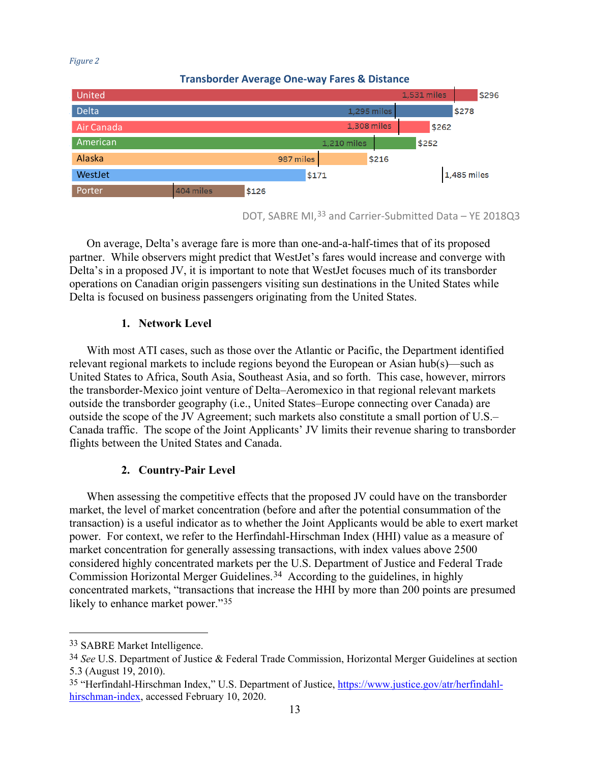*Figure 2*

**Transborder Average One-way Fares & Distance**

| Carrier | Distance | Average One-way Fare |
| --- | --- | --- |
| United | 1,531 miles | $296 |
| Delta | 1,295 miles | $278 |
| Air Canada | 1,308 miles | $262 |
| American | 1,210 miles | $252 |
| Alaska | 987 miles | $216 |
| WestJet | 1,485 miles | $171 |
| Porter | 404 miles | $126 |

DOT, SABRE MI,[33] and Carrier-Submitted Data – YE 2018Q3

On average, Delta's average fare is more than one-and-a-half-times that of its proposed partner. While observers might predict that WestJet's fares would increase and converge with Delta's in a proposed JV, it is important to note that WestJet focuses much of its transborder operations on Canadian origin passengers visiting sun destinations in the United States while Delta is focused on business passengers originating from the United States.

### 1. Network Level

With most ATI cases, such as those over the Atlantic or Pacific, the Department identified relevant regional markets to include regions beyond the European or Asian hub(s)—such as United States to Africa, South Asia, Southeast Asia, and so forth. This case, however, mirrors the transborder-Mexico joint venture of Delta–Aeromexico in that regional relevant markets outside the transborder geography (i.e., United States–Europe connecting over Canada) are outside the scope of the JV Agreement; such markets also constitute a small portion of U.S.–Canada traffic. The scope of the Joint Applicants' JV limits their revenue sharing to transborder flights between the United States and Canada.

### 2. Country-Pair Level

When assessing the competitive effects that the proposed JV could have on the transborder market, the level of market concentration (before and after the potential consummation of the transaction) is a useful indicator as to whether the Joint Applicants would be able to exert market power. For context, we refer to the Herfindahl-Hirschman Index (HHI) value as a measure of market concentration for generally assessing transactions, with index values above 2500 considered highly concentrated markets per the U.S. Department of Justice and Federal Trade Commission Horizontal Merger Guidelines.[34] According to the guidelines, in highly concentrated markets, "transactions that increase the HHI by more than 200 points are presumed likely to enhance market power."[35]

---

[33] SABRE Market Intelligence.

[34] *See* U.S. Department of Justice & Federal Trade Commission, Horizontal Merger Guidelines at section 5.3 (August 19, 2010).

[35] "Herfindahl-Hirschman Index," U.S. Department of Justice, https://www.justice.gov/atr/herfindahl-hirschman-index, accessed February 10, 2020.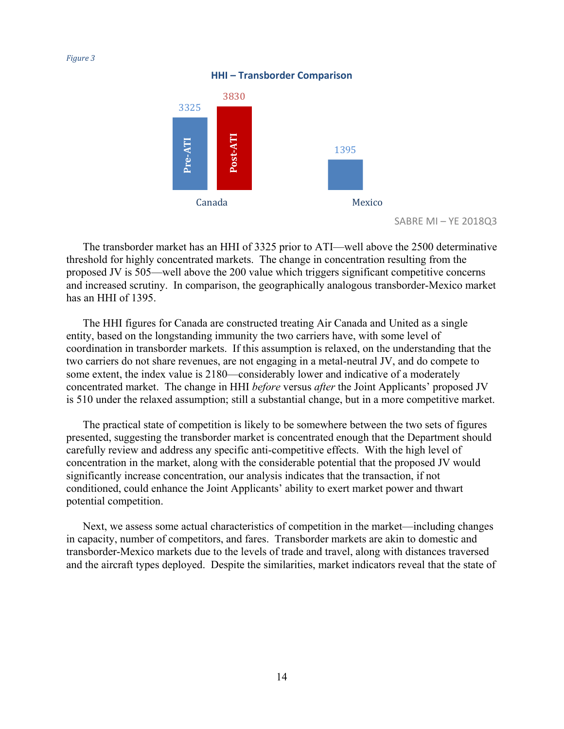*Figure 3*

**HHI – Transborder Comparison**

| | Pre-ATI | Post-ATI |
|---|---|---|
| Canada | 3325 | 3830 |
| Mexico | 1395 | |

SABRE MI – YE 2018Q3

The transborder market has an HHI of 3325 prior to ATI—well above the 2500 determinative threshold for highly concentrated markets. The change in concentration resulting from the proposed JV is 505—well above the 200 value which triggers significant competitive concerns and increased scrutiny. In comparison, the geographically analogous transborder-Mexico market has an HHI of 1395.

The HHI figures for Canada are constructed treating Air Canada and United as a single entity, based on the longstanding immunity the two carriers have, with some level of coordination in transborder markets. If this assumption is relaxed, on the understanding that the two carriers do not share revenues, are not engaging in a metal-neutral JV, and do compete to some extent, the index value is 2180—considerably lower and indicative of a moderately concentrated market. The change in HHI *before* versus *after* the Joint Applicants' proposed JV is 510 under the relaxed assumption; still a substantial change, but in a more competitive market.

The practical state of competition is likely to be somewhere between the two sets of figures presented, suggesting the transborder market is concentrated enough that the Department should carefully review and address any specific anti-competitive effects. With the high level of concentration in the market, along with the considerable potential that the proposed JV would significantly increase concentration, our analysis indicates that the transaction, if not conditioned, could enhance the Joint Applicants' ability to exert market power and thwart potential competition.

Next, we assess some actual characteristics of competition in the market—including changes in capacity, number of competitors, and fares. Transborder markets are akin to domestic and transborder-Mexico markets due to the levels of trade and travel, along with distances traversed and the aircraft types deployed. Despite the similarities, market indicators reveal that the state of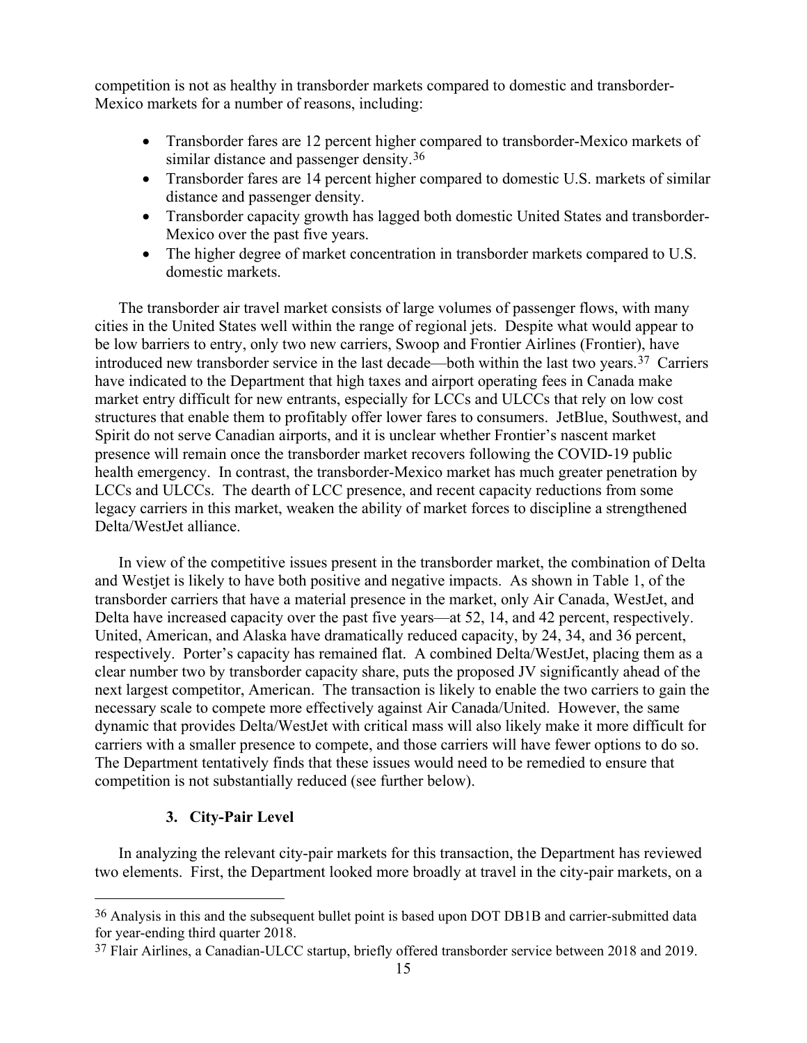competition is not as healthy in transborder markets compared to domestic and transborder-Mexico markets for a number of reasons, including:

- Transborder fares are 12 percent higher compared to transborder-Mexico markets of similar distance and passenger density.[36]
- Transborder fares are 14 percent higher compared to domestic U.S. markets of similar distance and passenger density.
- Transborder capacity growth has lagged both domestic United States and transborder-Mexico over the past five years.
- The higher degree of market concentration in transborder markets compared to U.S. domestic markets.

The transborder air travel market consists of large volumes of passenger flows, with many cities in the United States well within the range of regional jets. Despite what would appear to be low barriers to entry, only two new carriers, Swoop and Frontier Airlines (Frontier), have introduced new transborder service in the last decade—both within the last two years.[37] Carriers have indicated to the Department that high taxes and airport operating fees in Canada make market entry difficult for new entrants, especially for LCCs and ULCCs that rely on low cost structures that enable them to profitably offer lower fares to consumers. JetBlue, Southwest, and Spirit do not serve Canadian airports, and it is unclear whether Frontier's nascent market presence will remain once the transborder market recovers following the COVID-19 public health emergency. In contrast, the transborder-Mexico market has much greater penetration by LCCs and ULCCs. The dearth of LCC presence, and recent capacity reductions from some legacy carriers in this market, weaken the ability of market forces to discipline a strengthened Delta/WestJet alliance.

In view of the competitive issues present in the transborder market, the combination of Delta and Westjet is likely to have both positive and negative impacts. As shown in Table 1, of the transborder carriers that have a material presence in the market, only Air Canada, WestJet, and Delta have increased capacity over the past five years—at 52, 14, and 42 percent, respectively. United, American, and Alaska have dramatically reduced capacity, by 24, 34, and 36 percent, respectively. Porter's capacity has remained flat. A combined Delta/WestJet, placing them as a clear number two by transborder capacity share, puts the proposed JV significantly ahead of the next largest competitor, American. The transaction is likely to enable the two carriers to gain the necessary scale to compete more effectively against Air Canada/United. However, the same dynamic that provides Delta/WestJet with critical mass will also likely make it more difficult for carriers with a smaller presence to compete, and those carriers will have fewer options to do so. The Department tentatively finds that these issues would need to be remedied to ensure that competition is not substantially reduced (see further below).

### 3. City-Pair Level

In analyzing the relevant city-pair markets for this transaction, the Department has reviewed two elements. First, the Department looked more broadly at travel in the city-pair markets, on a

---

[36] Analysis in this and the subsequent bullet point is based upon DOT DB1B and carrier-submitted data for year-ending third quarter 2018.

[37] Flair Airlines, a Canadian-ULCC startup, briefly offered transborder service between 2018 and 2019.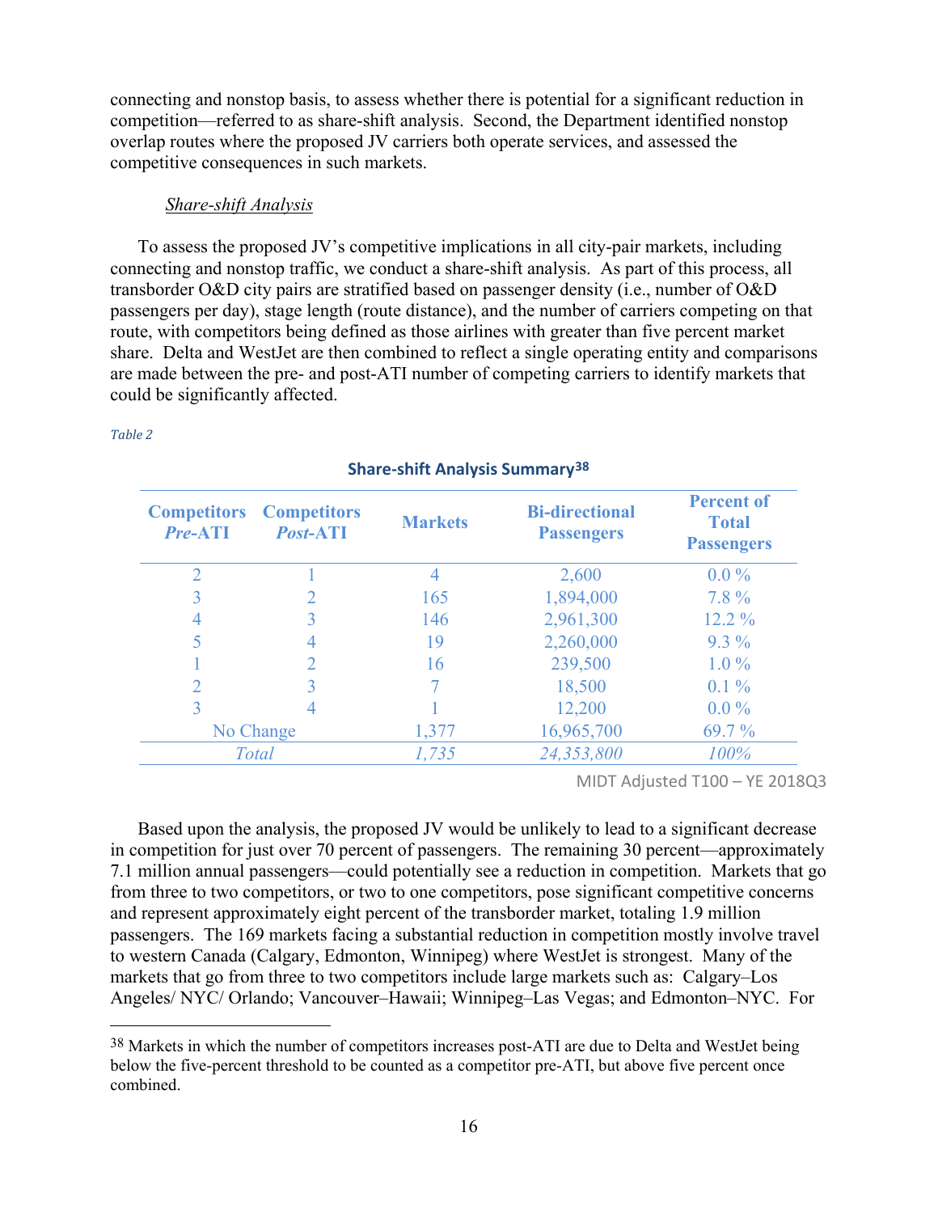connecting and nonstop basis, to assess whether there is potential for a significant reduction in competition—referred to as share-shift analysis. Second, the Department identified nonstop overlap routes where the proposed JV carriers both operate services, and assessed the competitive consequences in such markets.

*Share-shift Analysis*

To assess the proposed JV's competitive implications in all city-pair markets, including connecting and nonstop traffic, we conduct a share-shift analysis. As part of this process, all transborder O&D city pairs are stratified based on passenger density (i.e., number of O&D passengers per day), stage length (route distance), and the number of carriers competing on that route, with competitors being defined as those airlines with greater than five percent market share. Delta and WestJet are then combined to reflect a single operating entity and comparisons are made between the pre- and post-ATI number of competing carriers to identify markets that could be significantly affected.

*Table 2*

**Share-shift Analysis Summary**[38]

| Competitors *Pre*-ATI | Competitors *Post*-ATI | Markets | Bi-directional Passengers | Percent of Total Passengers |
|---|---|---|---|---|
| 2 | 1 | 4 | 2,600 | 0.0 % |
| 3 | 2 | 165 | 1,894,000 | 7.8 % |
| 4 | 3 | 146 | 2,961,300 | 12.2 % |
| 5 | 4 | 19 | 2,260,000 | 9.3 % |
| 1 | 2 | 16 | 239,500 | 1.0 % |
| 2 | 3 | 7 | 18,500 | 0.1 % |
| 3 | 4 | 1 | 12,200 | 0.0 % |
| No Change | | 1,377 | 16,965,700 | 69.7 % |
| *Total* | | *1,735* | *24,353,800* | *100%* |

MIDT Adjusted T100 – YE 2018Q3

Based upon the analysis, the proposed JV would be unlikely to lead to a significant decrease in competition for just over 70 percent of passengers. The remaining 30 percent—approximately 7.1 million annual passengers—could potentially see a reduction in competition. Markets that go from three to two competitors, or two to one competitors, pose significant competitive concerns and represent approximately eight percent of the transborder market, totaling 1.9 million passengers. The 169 markets facing a substantial reduction in competition mostly involve travel to western Canada (Calgary, Edmonton, Winnipeg) where WestJet is strongest. Many of the markets that go from three to two competitors include large markets such as: Calgary–Los Angeles/ NYC/ Orlando; Vancouver–Hawaii; Winnipeg–Las Vegas; and Edmonton–NYC. For

[38] Markets in which the number of competitors increases post-ATI are due to Delta and WestJet being below the five-percent threshold to be counted as a competitor pre-ATI, but above five percent once combined.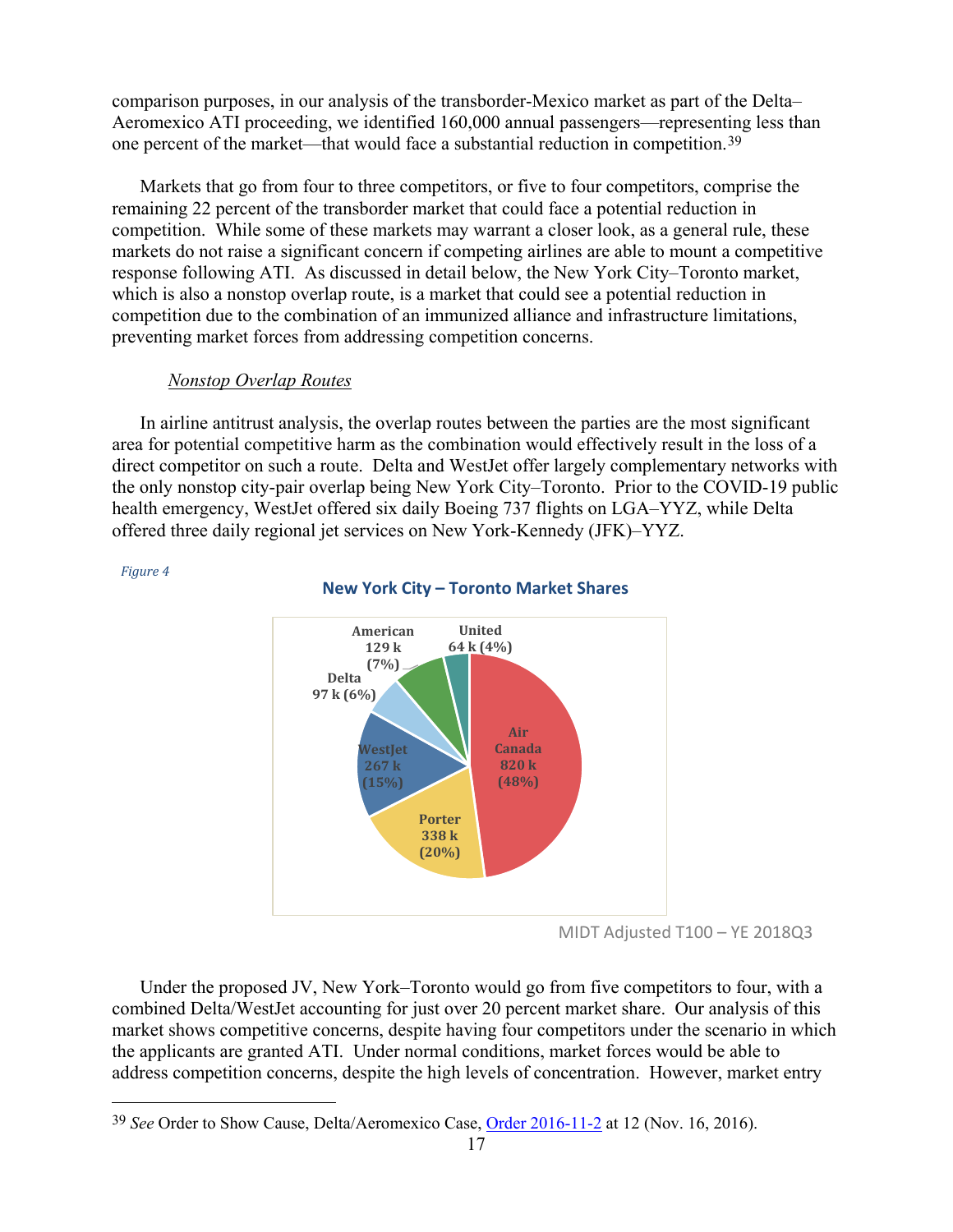comparison purposes, in our analysis of the transborder-Mexico market as part of the Delta–Aeromexico ATI proceeding, we identified 160,000 annual passengers—representing less than one percent of the market—that would face a substantial reduction in competition.[39]

Markets that go from four to three competitors, or five to four competitors, comprise the remaining 22 percent of the transborder market that could face a potential reduction in competition. While some of these markets may warrant a closer look, as a general rule, these markets do not raise a significant concern if competing airlines are able to mount a competitive response following ATI. As discussed in detail below, the New York City–Toronto market, which is also a nonstop overlap route, is a market that could see a potential reduction in competition due to the combination of an immunized alliance and infrastructure limitations, preventing market forces from addressing competition concerns.

*Nonstop Overlap Routes*

In airline antitrust analysis, the overlap routes between the parties are the most significant area for potential competitive harm as the combination would effectively result in the loss of a direct competitor on such a route. Delta and WestJet offer largely complementary networks with the only nonstop city-pair overlap being New York City–Toronto. Prior to the COVID-19 public health emergency, WestJet offered six daily Boeing 737 flights on LGA–YYZ, while Delta offered three daily regional jet services on New York-Kennedy (JFK)–YYZ.

*Figure 4*

**New York City – Toronto Market Shares**

| Carrier | Passengers | Share |
|---|---|---|
| Air Canada | 820 k | 48% |
| Porter | 338 k | 20% |
| WestJet | 267 k | 15% |
| American | 129 k | 7% |
| Delta | 97 k | 6% |
| United | 64 k | 4% |

MIDT Adjusted T100 – YE 2018Q3

Under the proposed JV, New York–Toronto would go from five competitors to four, with a combined Delta/WestJet accounting for just over 20 percent market share. Our analysis of this market shows competitive concerns, despite having four competitors under the scenario in which the applicants are granted ATI. Under normal conditions, market forces would be able to address competition concerns, despite the high levels of concentration. However, market entry

[39] *See* Order to Show Cause, Delta/Aeromexico Case, Order 2016-11-2 at 12 (Nov. 16, 2016).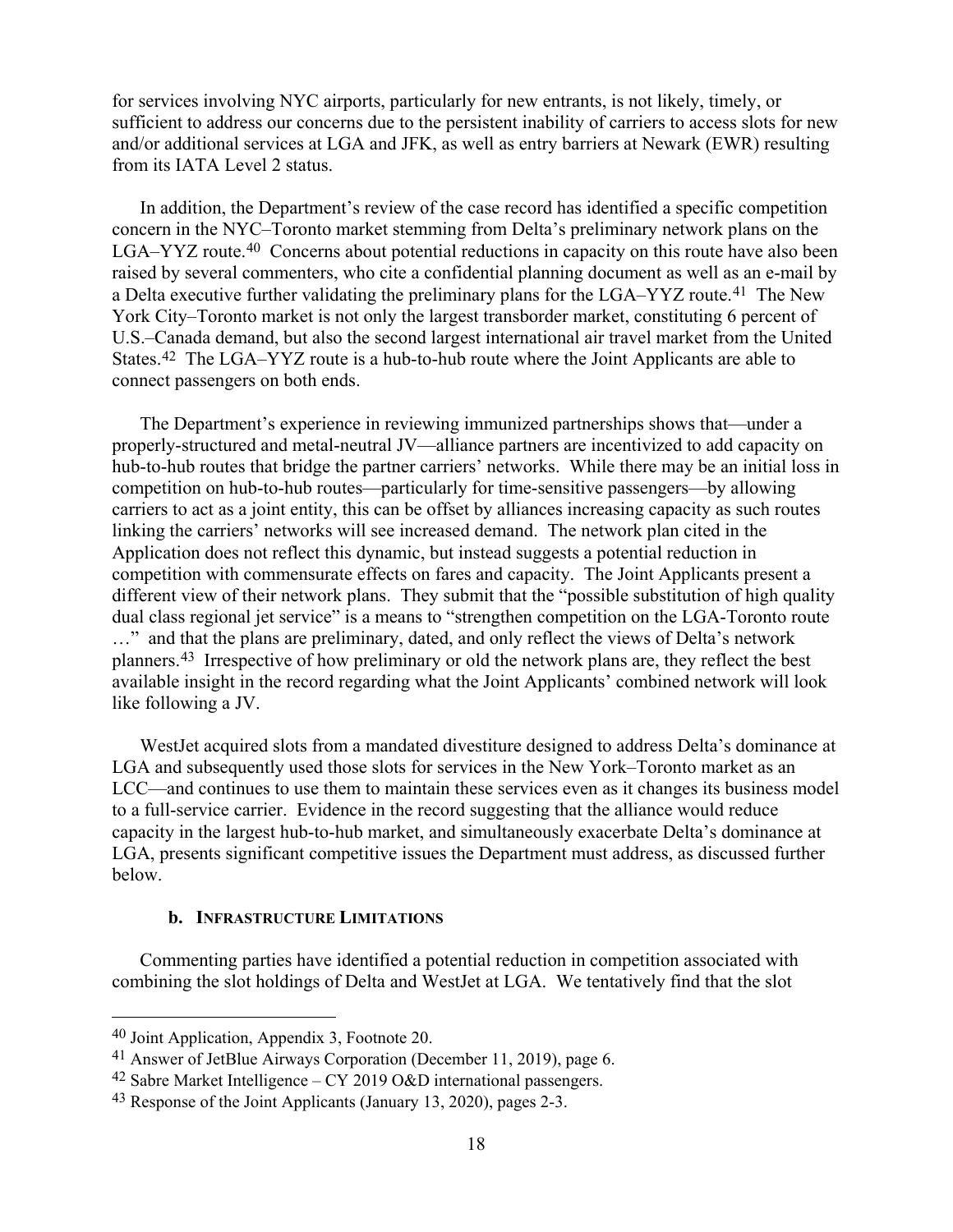for services involving NYC airports, particularly for new entrants, is not likely, timely, or sufficient to address our concerns due to the persistent inability of carriers to access slots for new and/or additional services at LGA and JFK, as well as entry barriers at Newark (EWR) resulting from its IATA Level 2 status.

In addition, the Department's review of the case record has identified a specific competition concern in the NYC–Toronto market stemming from Delta's preliminary network plans on the LGA–YYZ route.[40] Concerns about potential reductions in capacity on this route have also been raised by several commenters, who cite a confidential planning document as well as an e-mail by a Delta executive further validating the preliminary plans for the LGA–YYZ route.[41] The New York City–Toronto market is not only the largest transborder market, constituting 6 percent of U.S.–Canada demand, but also the second largest international air travel market from the United States.[42] The LGA–YYZ route is a hub-to-hub route where the Joint Applicants are able to connect passengers on both ends.

The Department's experience in reviewing immunized partnerships shows that—under a properly-structured and metal-neutral JV—alliance partners are incentivized to add capacity on hub-to-hub routes that bridge the partner carriers' networks. While there may be an initial loss in competition on hub-to-hub routes—particularly for time-sensitive passengers—by allowing carriers to act as a joint entity, this can be offset by alliances increasing capacity as such routes linking the carriers' networks will see increased demand. The network plan cited in the Application does not reflect this dynamic, but instead suggests a potential reduction in competition with commensurate effects on fares and capacity. The Joint Applicants present a different view of their network plans. They submit that the "possible substitution of high quality dual class regional jet service" is a means to "strengthen competition on the LGA-Toronto route …" and that the plans are preliminary, dated, and only reflect the views of Delta's network planners.[43] Irrespective of how preliminary or old the network plans are, they reflect the best available insight in the record regarding what the Joint Applicants' combined network will look like following a JV.

WestJet acquired slots from a mandated divestiture designed to address Delta's dominance at LGA and subsequently used those slots for services in the New York–Toronto market as an LCC—and continues to use them to maintain these services even as it changes its business model to a full-service carrier. Evidence in the record suggesting that the alliance would reduce capacity in the largest hub-to-hub market, and simultaneously exacerbate Delta's dominance at LGA, presents significant competitive issues the Department must address, as discussed further below.

#### b. Infrastructure Limitations

Commenting parties have identified a potential reduction in competition associated with combining the slot holdings of Delta and WestJet at LGA. We tentatively find that the slot

---

[40] Joint Application, Appendix 3, Footnote 20.

[41] Answer of JetBlue Airways Corporation (December 11, 2019), page 6.

[42] Sabre Market Intelligence – CY 2019 O&D international passengers.

[43] Response of the Joint Applicants (January 13, 2020), pages 2-3.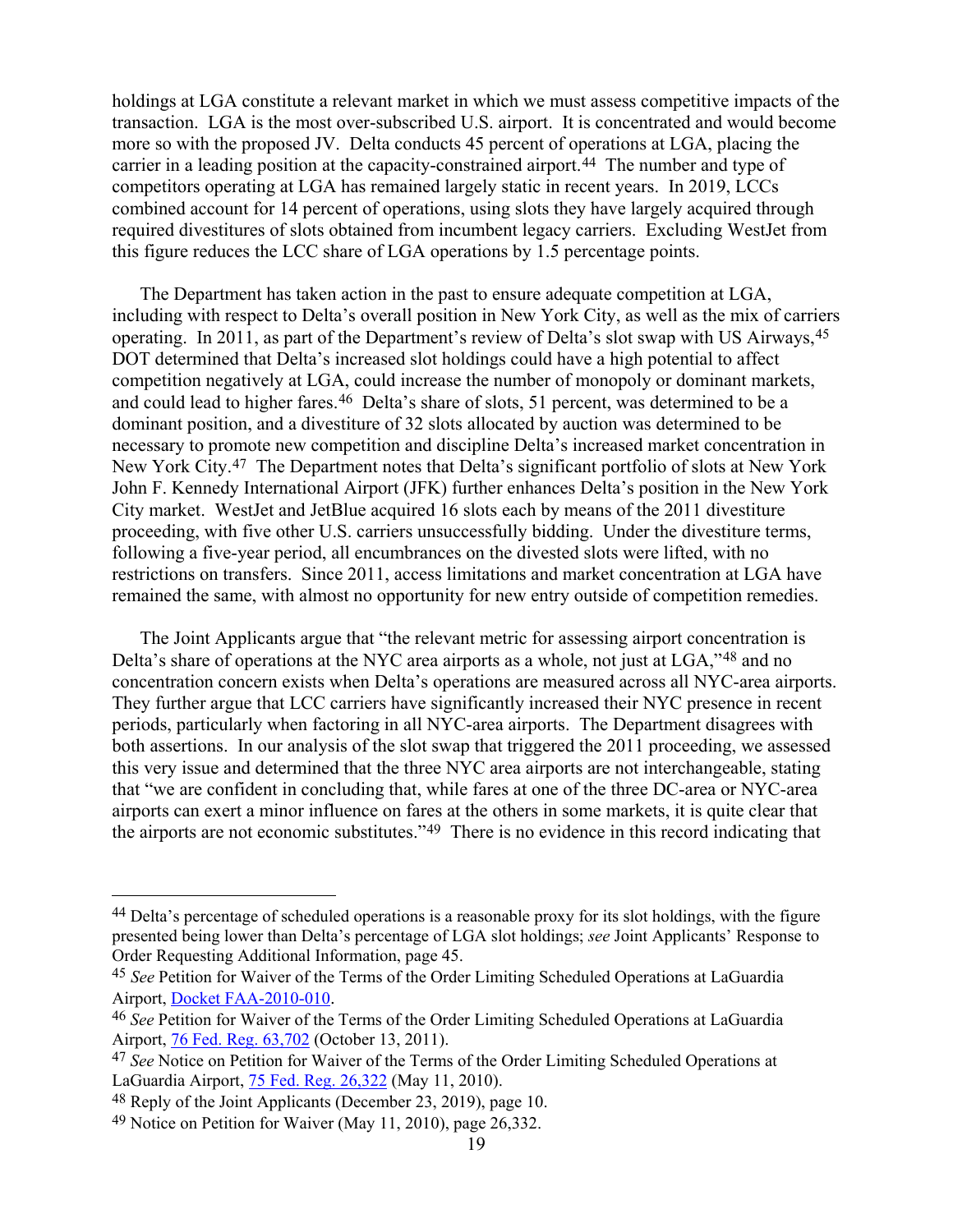holdings at LGA constitute a relevant market in which we must assess competitive impacts of the transaction. LGA is the most over-subscribed U.S. airport. It is concentrated and would become more so with the proposed JV. Delta conducts 45 percent of operations at LGA, placing the carrier in a leading position at the capacity-constrained airport.[44] The number and type of competitors operating at LGA has remained largely static in recent years. In 2019, LCCs combined account for 14 percent of operations, using slots they have largely acquired through required divestitures of slots obtained from incumbent legacy carriers. Excluding WestJet from this figure reduces the LCC share of LGA operations by 1.5 percentage points.

The Department has taken action in the past to ensure adequate competition at LGA, including with respect to Delta's overall position in New York City, as well as the mix of carriers operating. In 2011, as part of the Department's review of Delta's slot swap with US Airways,[45] DOT determined that Delta's increased slot holdings could have a high potential to affect competition negatively at LGA, could increase the number of monopoly or dominant markets, and could lead to higher fares.[46] Delta's share of slots, 51 percent, was determined to be a dominant position, and a divestiture of 32 slots allocated by auction was determined to be necessary to promote new competition and discipline Delta's increased market concentration in New York City.[47] The Department notes that Delta's significant portfolio of slots at New York John F. Kennedy International Airport (JFK) further enhances Delta's position in the New York City market. WestJet and JetBlue acquired 16 slots each by means of the 2011 divestiture proceeding, with five other U.S. carriers unsuccessfully bidding. Under the divestiture terms, following a five-year period, all encumbrances on the divested slots were lifted, with no restrictions on transfers. Since 2011, access limitations and market concentration at LGA have remained the same, with almost no opportunity for new entry outside of competition remedies.

The Joint Applicants argue that "the relevant metric for assessing airport concentration is Delta's share of operations at the NYC area airports as a whole, not just at LGA,"[48] and no concentration concern exists when Delta's operations are measured across all NYC-area airports. They further argue that LCC carriers have significantly increased their NYC presence in recent periods, particularly when factoring in all NYC-area airports. The Department disagrees with both assertions. In our analysis of the slot swap that triggered the 2011 proceeding, we assessed this very issue and determined that the three NYC area airports are not interchangeable, stating that "we are confident in concluding that, while fares at one of the three DC-area or NYC-area airports can exert a minor influence on fares at the others in some markets, it is quite clear that the airports are not economic substitutes."[49] There is no evidence in this record indicating that

---

[44] Delta's percentage of scheduled operations is a reasonable proxy for its slot holdings, with the figure presented being lower than Delta's percentage of LGA slot holdings; *see* Joint Applicants' Response to Order Requesting Additional Information, page 45.

[45] *See* Petition for Waiver of the Terms of the Order Limiting Scheduled Operations at LaGuardia Airport, Docket FAA-2010-010.

[46] *See* Petition for Waiver of the Terms of the Order Limiting Scheduled Operations at LaGuardia Airport, 76 Fed. Reg. 63,702 (October 13, 2011).

[47] *See* Notice on Petition for Waiver of the Terms of the Order Limiting Scheduled Operations at LaGuardia Airport, 75 Fed. Reg. 26,322 (May 11, 2010).

[48] Reply of the Joint Applicants (December 23, 2019), page 10.

[49] Notice on Petition for Waiver (May 11, 2010), page 26,332.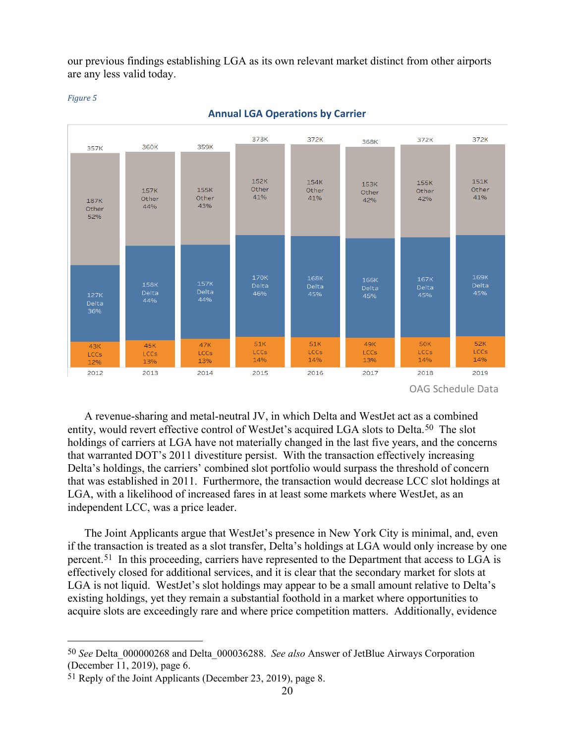our previous findings establishing LGA as its own relevant market distinct from other airports are any less valid today.

*Figure 5*

**Annual LGA Operations by Carrier**

| Year | Total | Other | Delta | LCCs |
|---|---|---|---|---|
| 2012 | 357K | 187K (52%) | 127K (36%) | 43K (12%) |
| 2013 | 360K | 157K (44%) | 158K (44%) | 45K (13%) |
| 2014 | 359K | 155K (43%) | 157K (44%) | 47K (13%) |
| 2015 | 373K | 152K (41%) | 170K (46%) | 51K (14%) |
| 2016 | 372K | 154K (41%) | 168K (45%) | 51K (14%) |
| 2017 | 368K | 153K (42%) | 166K (45%) | 49K (13%) |
| 2018 | 372K | 155K (42%) | 167K (45%) | 50K (14%) |
| 2019 | 372K | 151K (41%) | 169K (45%) | 52K (14%) |

OAG Schedule Data

A revenue-sharing and metal-neutral JV, in which Delta and WestJet act as a combined entity, would revert effective control of WestJet's acquired LGA slots to Delta.[50] The slot holdings of carriers at LGA have not materially changed in the last five years, and the concerns that warranted DOT's 2011 divestiture persist. With the transaction effectively increasing Delta's holdings, the carriers' combined slot portfolio would surpass the threshold of concern that was established in 2011. Furthermore, the transaction would decrease LCC slot holdings at LGA, with a likelihood of increased fares in at least some markets where WestJet, as an independent LCC, was a price leader.

The Joint Applicants argue that WestJet's presence in New York City is minimal, and, even if the transaction is treated as a slot transfer, Delta's holdings at LGA would only increase by one percent.[51] In this proceeding, carriers have represented to the Department that access to LGA is effectively closed for additional services, and it is clear that the secondary market for slots at LGA is not liquid. WestJet's slot holdings may appear to be a small amount relative to Delta's existing holdings, yet they remain a substantial foothold in a market where opportunities to acquire slots are exceedingly rare and where price competition matters. Additionally, evidence

---

[50] *See* Delta_000000268 and Delta_000036288. *See also* Answer of JetBlue Airways Corporation (December 11, 2019), page 6.

[51] Reply of the Joint Applicants (December 23, 2019), page 8.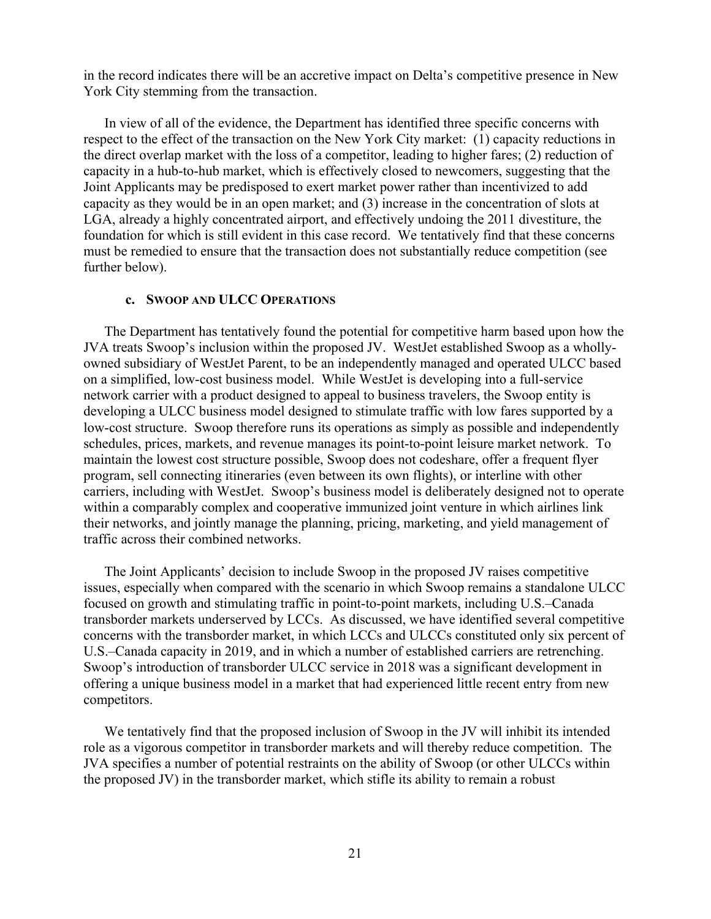in the record indicates there will be an accretive impact on Delta's competitive presence in New York City stemming from the transaction.

In view of all of the evidence, the Department has identified three specific concerns with respect to the effect of the transaction on the New York City market: (1) capacity reductions in the direct overlap market with the loss of a competitor, leading to higher fares; (2) reduction of capacity in a hub-to-hub market, which is effectively closed to newcomers, suggesting that the Joint Applicants may be predisposed to exert market power rather than incentivized to add capacity as they would be in an open market; and (3) increase in the concentration of slots at LGA, already a highly concentrated airport, and effectively undoing the 2011 divestiture, the foundation for which is still evident in this case record. We tentatively find that these concerns must be remedied to ensure that the transaction does not substantially reduce competition (see further below).

### c. Swoop and ULCC Operations

The Department has tentatively found the potential for competitive harm based upon how the JVA treats Swoop's inclusion within the proposed JV. WestJet established Swoop as a wholly-owned subsidiary of WestJet Parent, to be an independently managed and operated ULCC based on a simplified, low-cost business model. While WestJet is developing into a full-service network carrier with a product designed to appeal to business travelers, the Swoop entity is developing a ULCC business model designed to stimulate traffic with low fares supported by a low-cost structure. Swoop therefore runs its operations as simply as possible and independently schedules, prices, markets, and revenue manages its point-to-point leisure market network. To maintain the lowest cost structure possible, Swoop does not codeshare, offer a frequent flyer program, sell connecting itineraries (even between its own flights), or interline with other carriers, including with WestJet. Swoop's business model is deliberately designed not to operate within a comparably complex and cooperative immunized joint venture in which airlines link their networks, and jointly manage the planning, pricing, marketing, and yield management of traffic across their combined networks.

The Joint Applicants' decision to include Swoop in the proposed JV raises competitive issues, especially when compared with the scenario in which Swoop remains a standalone ULCC focused on growth and stimulating traffic in point-to-point markets, including U.S.–Canada transborder markets underserved by LCCs. As discussed, we have identified several competitive concerns with the transborder market, in which LCCs and ULCCs constituted only six percent of U.S.–Canada capacity in 2019, and in which a number of established carriers are retrenching. Swoop's introduction of transborder ULCC service in 2018 was a significant development in offering a unique business model in a market that had experienced little recent entry from new competitors.

We tentatively find that the proposed inclusion of Swoop in the JV will inhibit its intended role as a vigorous competitor in transborder markets and will thereby reduce competition. The JVA specifies a number of potential restraints on the ability of Swoop (or other ULCCs within the proposed JV) in the transborder market, which stifle its ability to remain a robust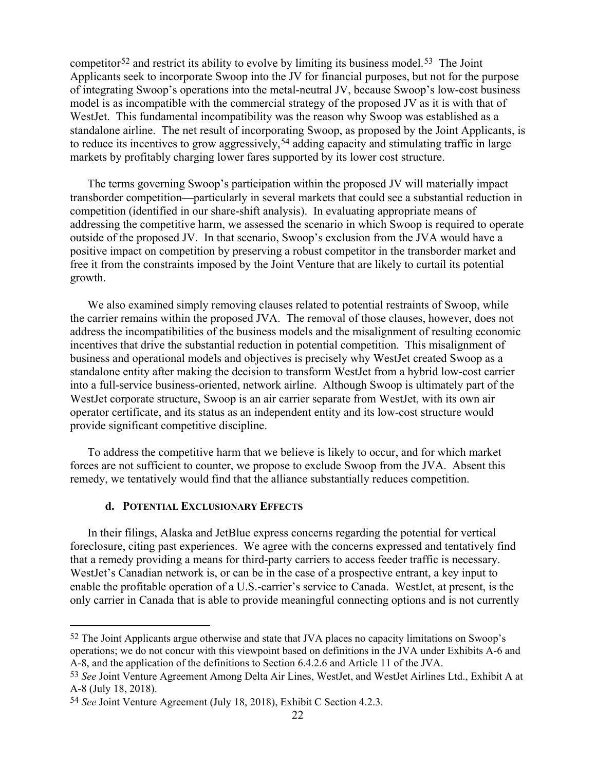competitor[52] and restrict its ability to evolve by limiting its business model.[53] The Joint Applicants seek to incorporate Swoop into the JV for financial purposes, but not for the purpose of integrating Swoop's operations into the metal-neutral JV, because Swoop's low-cost business model is as incompatible with the commercial strategy of the proposed JV as it is with that of WestJet. This fundamental incompatibility was the reason why Swoop was established as a standalone airline. The net result of incorporating Swoop, as proposed by the Joint Applicants, is to reduce its incentives to grow aggressively,[54] adding capacity and stimulating traffic in large markets by profitably charging lower fares supported by its lower cost structure.

The terms governing Swoop's participation within the proposed JV will materially impact transborder competition—particularly in several markets that could see a substantial reduction in competition (identified in our share-shift analysis). In evaluating appropriate means of addressing the competitive harm, we assessed the scenario in which Swoop is required to operate outside of the proposed JV. In that scenario, Swoop's exclusion from the JVA would have a positive impact on competition by preserving a robust competitor in the transborder market and free it from the constraints imposed by the Joint Venture that are likely to curtail its potential growth.

We also examined simply removing clauses related to potential restraints of Swoop, while the carrier remains within the proposed JVA. The removal of those clauses, however, does not address the incompatibilities of the business models and the misalignment of resulting economic incentives that drive the substantial reduction in potential competition. This misalignment of business and operational models and objectives is precisely why WestJet created Swoop as a standalone entity after making the decision to transform WestJet from a hybrid low-cost carrier into a full-service business-oriented, network airline. Although Swoop is ultimately part of the WestJet corporate structure, Swoop is an air carrier separate from WestJet, with its own air operator certificate, and its status as an independent entity and its low-cost structure would provide significant competitive discipline.

To address the competitive harm that we believe is likely to occur, and for which market forces are not sufficient to counter, we propose to exclude Swoop from the JVA. Absent this remedy, we tentatively would find that the alliance substantially reduces competition.

#### d. Potential Exclusionary Effects

In their filings, Alaska and JetBlue express concerns regarding the potential for vertical foreclosure, citing past experiences. We agree with the concerns expressed and tentatively find that a remedy providing a means for third-party carriers to access feeder traffic is necessary. WestJet's Canadian network is, or can be in the case of a prospective entrant, a key input to enable the profitable operation of a U.S.-carrier's service to Canada. WestJet, at present, is the only carrier in Canada that is able to provide meaningful connecting options and is not currently

---

[52] The Joint Applicants argue otherwise and state that JVA places no capacity limitations on Swoop's operations; we do not concur with this viewpoint based on definitions in the JVA under Exhibits A-6 and A-8, and the application of the definitions to Section 6.4.2.6 and Article 11 of the JVA.

[53] *See* Joint Venture Agreement Among Delta Air Lines, WestJet, and WestJet Airlines Ltd., Exhibit A at A-8 (July 18, 2018).

[54] *See* Joint Venture Agreement (July 18, 2018), Exhibit C Section 4.2.3.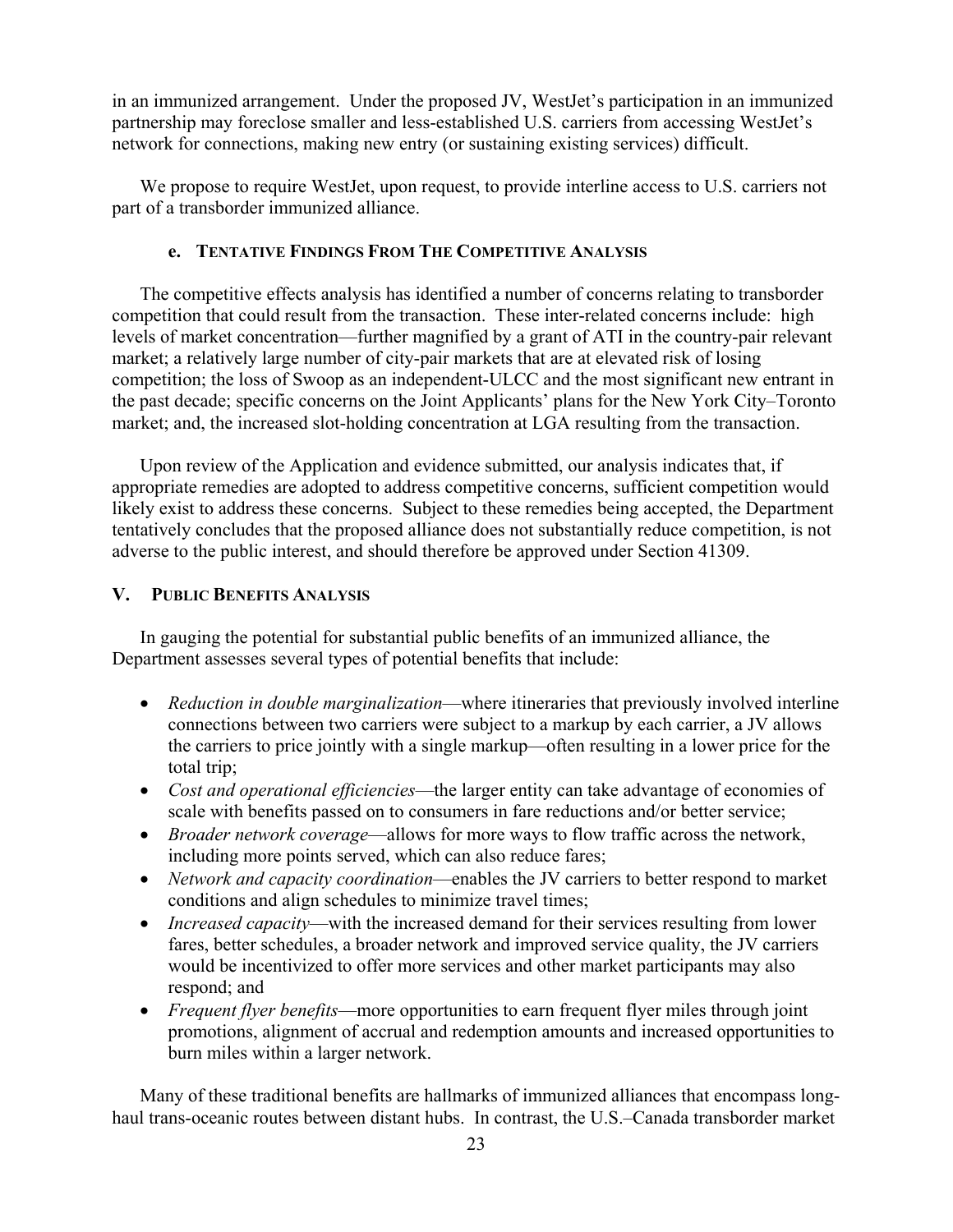in an immunized arrangement. Under the proposed JV, WestJet's participation in an immunized partnership may foreclose smaller and less-established U.S. carriers from accessing WestJet's network for connections, making new entry (or sustaining existing services) difficult.

We propose to require WestJet, upon request, to provide interline access to U.S. carriers not part of a transborder immunized alliance.

#### e. TENTATIVE FINDINGS FROM THE COMPETITIVE ANALYSIS

The competitive effects analysis has identified a number of concerns relating to transborder competition that could result from the transaction. These inter-related concerns include: high levels of market concentration—further magnified by a grant of ATI in the country-pair relevant market; a relatively large number of city-pair markets that are at elevated risk of losing competition; the loss of Swoop as an independent-ULCC and the most significant new entrant in the past decade; specific concerns on the Joint Applicants' plans for the New York City–Toronto market; and, the increased slot-holding concentration at LGA resulting from the transaction.

Upon review of the Application and evidence submitted, our analysis indicates that, if appropriate remedies are adopted to address competitive concerns, sufficient competition would likely exist to address these concerns. Subject to these remedies being accepted, the Department tentatively concludes that the proposed alliance does not substantially reduce competition, is not adverse to the public interest, and should therefore be approved under Section 41309.

## V. PUBLIC BENEFITS ANALYSIS

In gauging the potential for substantial public benefits of an immunized alliance, the Department assesses several types of potential benefits that include:

- *Reduction in double marginalization*—where itineraries that previously involved interline connections between two carriers were subject to a markup by each carrier, a JV allows the carriers to price jointly with a single markup—often resulting in a lower price for the total trip;
- *Cost and operational efficiencies*—the larger entity can take advantage of economies of scale with benefits passed on to consumers in fare reductions and/or better service;
- *Broader network coverage*—allows for more ways to flow traffic across the network, including more points served, which can also reduce fares;
- *Network and capacity coordination*—enables the JV carriers to better respond to market conditions and align schedules to minimize travel times;
- *Increased capacity*—with the increased demand for their services resulting from lower fares, better schedules, a broader network and improved service quality, the JV carriers would be incentivized to offer more services and other market participants may also respond; and
- *Frequent flyer benefits*—more opportunities to earn frequent flyer miles through joint promotions, alignment of accrual and redemption amounts and increased opportunities to burn miles within a larger network.

Many of these traditional benefits are hallmarks of immunized alliances that encompass long-haul trans-oceanic routes between distant hubs. In contrast, the U.S.–Canada transborder market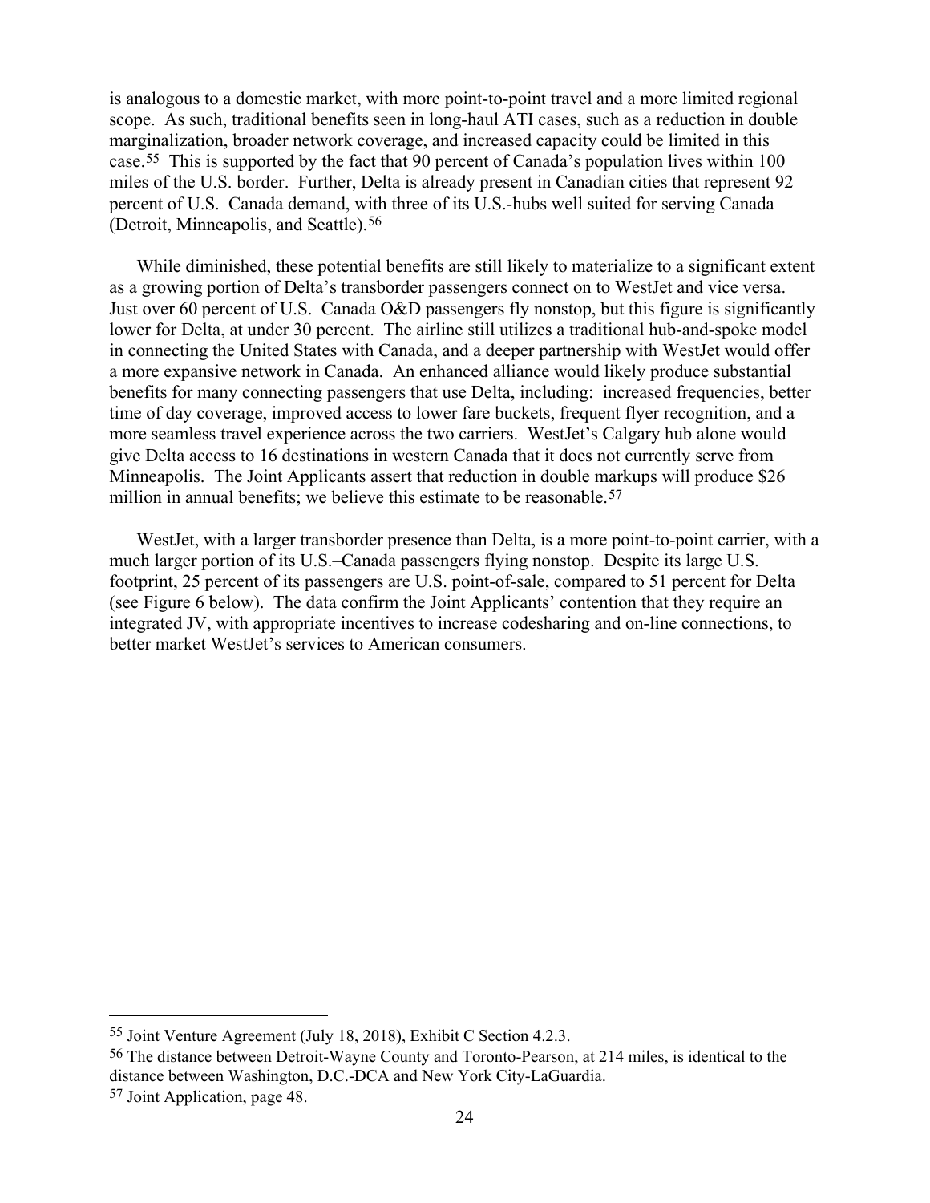is analogous to a domestic market, with more point-to-point travel and a more limited regional scope. As such, traditional benefits seen in long-haul ATI cases, such as a reduction in double marginalization, broader network coverage, and increased capacity could be limited in this case.[55] This is supported by the fact that 90 percent of Canada's population lives within 100 miles of the U.S. border. Further, Delta is already present in Canadian cities that represent 92 percent of U.S.–Canada demand, with three of its U.S.-hubs well suited for serving Canada (Detroit, Minneapolis, and Seattle).[56]

While diminished, these potential benefits are still likely to materialize to a significant extent as a growing portion of Delta's transborder passengers connect on to WestJet and vice versa. Just over 60 percent of U.S.–Canada O&D passengers fly nonstop, but this figure is significantly lower for Delta, at under 30 percent. The airline still utilizes a traditional hub-and-spoke model in connecting the United States with Canada, and a deeper partnership with WestJet would offer a more expansive network in Canada. An enhanced alliance would likely produce substantial benefits for many connecting passengers that use Delta, including: increased frequencies, better time of day coverage, improved access to lower fare buckets, frequent flyer recognition, and a more seamless travel experience across the two carriers. WestJet's Calgary hub alone would give Delta access to 16 destinations in western Canada that it does not currently serve from Minneapolis. The Joint Applicants assert that reduction in double markups will produce $26 million in annual benefits; we believe this estimate to be reasonable.[57]

WestJet, with a larger transborder presence than Delta, is a more point-to-point carrier, with a much larger portion of its U.S.–Canada passengers flying nonstop. Despite its large U.S. footprint, 25 percent of its passengers are U.S. point-of-sale, compared to 51 percent for Delta (see Figure 6 below). The data confirm the Joint Applicants' contention that they require an integrated JV, with appropriate incentives to increase codesharing and on-line connections, to better market WestJet's services to American consumers.

---

[55] Joint Venture Agreement (July 18, 2018), Exhibit C Section 4.2.3.

[56] The distance between Detroit-Wayne County and Toronto-Pearson, at 214 miles, is identical to the distance between Washington, D.C.-DCA and New York City-LaGuardia.

[57] Joint Application, page 48.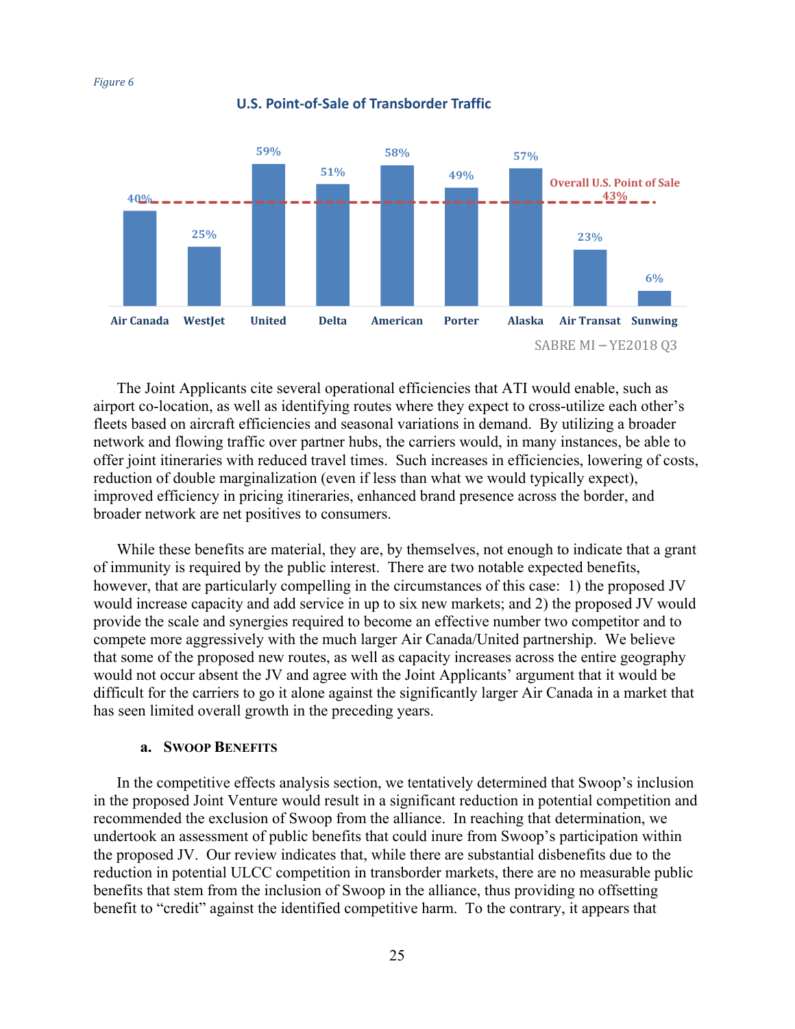*Figure 6*

**U.S. Point-of-Sale of Transborder Traffic**

| Carrier | U.S. Point-of-Sale |
| --- | --- |
| Air Canada | 40% |
| WestJet | 25% |
| United | 59% |
| Delta | 51% |
| American | 58% |
| Porter | 49% |
| Alaska | 57% |
| Air Transat | 23% |
| Sunwing | 6% |

Overall U.S. Point of Sale 43%

SABRE MI – YE2018 Q3

The Joint Applicants cite several operational efficiencies that ATI would enable, such as airport co-location, as well as identifying routes where they expect to cross-utilize each other's fleets based on aircraft efficiencies and seasonal variations in demand. By utilizing a broader network and flowing traffic over partner hubs, the carriers would, in many instances, be able to offer joint itineraries with reduced travel times. Such increases in efficiencies, lowering of costs, reduction of double marginalization (even if less than what we would typically expect), improved efficiency in pricing itineraries, enhanced brand presence across the border, and broader network are net positives to consumers.

While these benefits are material, they are, by themselves, not enough to indicate that a grant of immunity is required by the public interest. There are two notable expected benefits, however, that are particularly compelling in the circumstances of this case: 1) the proposed JV would increase capacity and add service in up to six new markets; and 2) the proposed JV would provide the scale and synergies required to become an effective number two competitor and to compete more aggressively with the much larger Air Canada/United partnership. We believe that some of the proposed new routes, as well as capacity increases across the entire geography would not occur absent the JV and agree with the Joint Applicants' argument that it would be difficult for the carriers to go it alone against the significantly larger Air Canada in a market that has seen limited overall growth in the preceding years.

### a. Swoop Benefits

In the competitive effects analysis section, we tentatively determined that Swoop's inclusion in the proposed Joint Venture would result in a significant reduction in potential competition and recommended the exclusion of Swoop from the alliance. In reaching that determination, we undertook an assessment of public benefits that could inure from Swoop's participation within the proposed JV. Our review indicates that, while there are substantial disbenefits due to the reduction in potential ULCC competition in transborder markets, there are no measurable public benefits that stem from the inclusion of Swoop in the alliance, thus providing no offsetting benefit to "credit" against the identified competitive harm. To the contrary, it appears that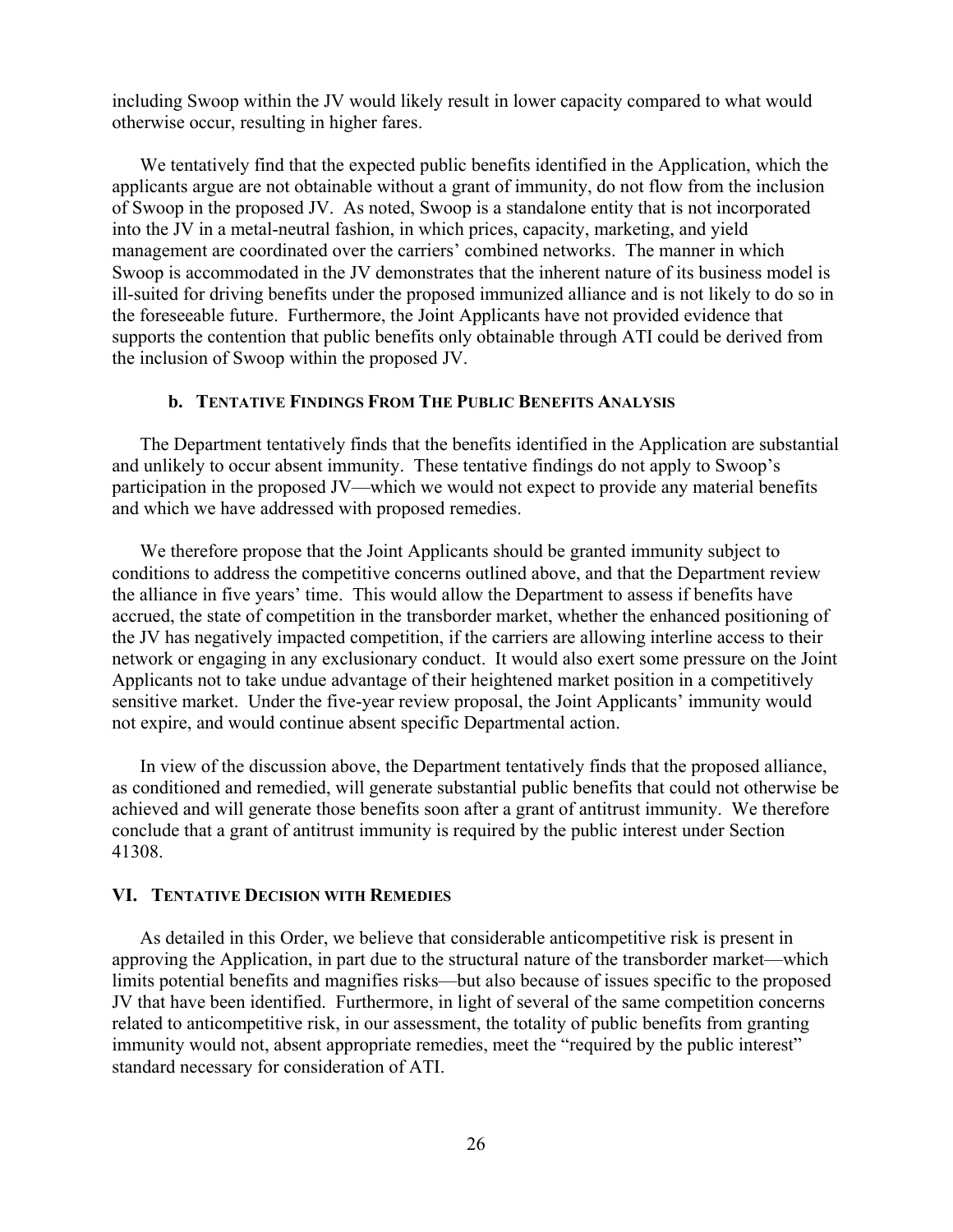including Swoop within the JV would likely result in lower capacity compared to what would otherwise occur, resulting in higher fares.

We tentatively find that the expected public benefits identified in the Application, which the applicants argue are not obtainable without a grant of immunity, do not flow from the inclusion of Swoop in the proposed JV. As noted, Swoop is a standalone entity that is not incorporated into the JV in a metal-neutral fashion, in which prices, capacity, marketing, and yield management are coordinated over the carriers' combined networks. The manner in which Swoop is accommodated in the JV demonstrates that the inherent nature of its business model is ill-suited for driving benefits under the proposed immunized alliance and is not likely to do so in the foreseeable future. Furthermore, the Joint Applicants have not provided evidence that supports the contention that public benefits only obtainable through ATI could be derived from the inclusion of Swoop within the proposed JV.

#### b. Tentative Findings From The Public Benefits Analysis

The Department tentatively finds that the benefits identified in the Application are substantial and unlikely to occur absent immunity. These tentative findings do not apply to Swoop's participation in the proposed JV—which we would not expect to provide any material benefits and which we have addressed with proposed remedies.

We therefore propose that the Joint Applicants should be granted immunity subject to conditions to address the competitive concerns outlined above, and that the Department review the alliance in five years' time. This would allow the Department to assess if benefits have accrued, the state of competition in the transborder market, whether the enhanced positioning of the JV has negatively impacted competition, if the carriers are allowing interline access to their network or engaging in any exclusionary conduct. It would also exert some pressure on the Joint Applicants not to take undue advantage of their heightened market position in a competitively sensitive market. Under the five-year review proposal, the Joint Applicants' immunity would not expire, and would continue absent specific Departmental action.

In view of the discussion above, the Department tentatively finds that the proposed alliance, as conditioned and remedied, will generate substantial public benefits that could not otherwise be achieved and will generate those benefits soon after a grant of antitrust immunity. We therefore conclude that a grant of antitrust immunity is required by the public interest under Section 41308.

## VI. Tentative Decision with Remedies

As detailed in this Order, we believe that considerable anticompetitive risk is present in approving the Application, in part due to the structural nature of the transborder market—which limits potential benefits and magnifies risks—but also because of issues specific to the proposed JV that have been identified. Furthermore, in light of several of the same competition concerns related to anticompetitive risk, in our assessment, the totality of public benefits from granting immunity would not, absent appropriate remedies, meet the "required by the public interest" standard necessary for consideration of ATI.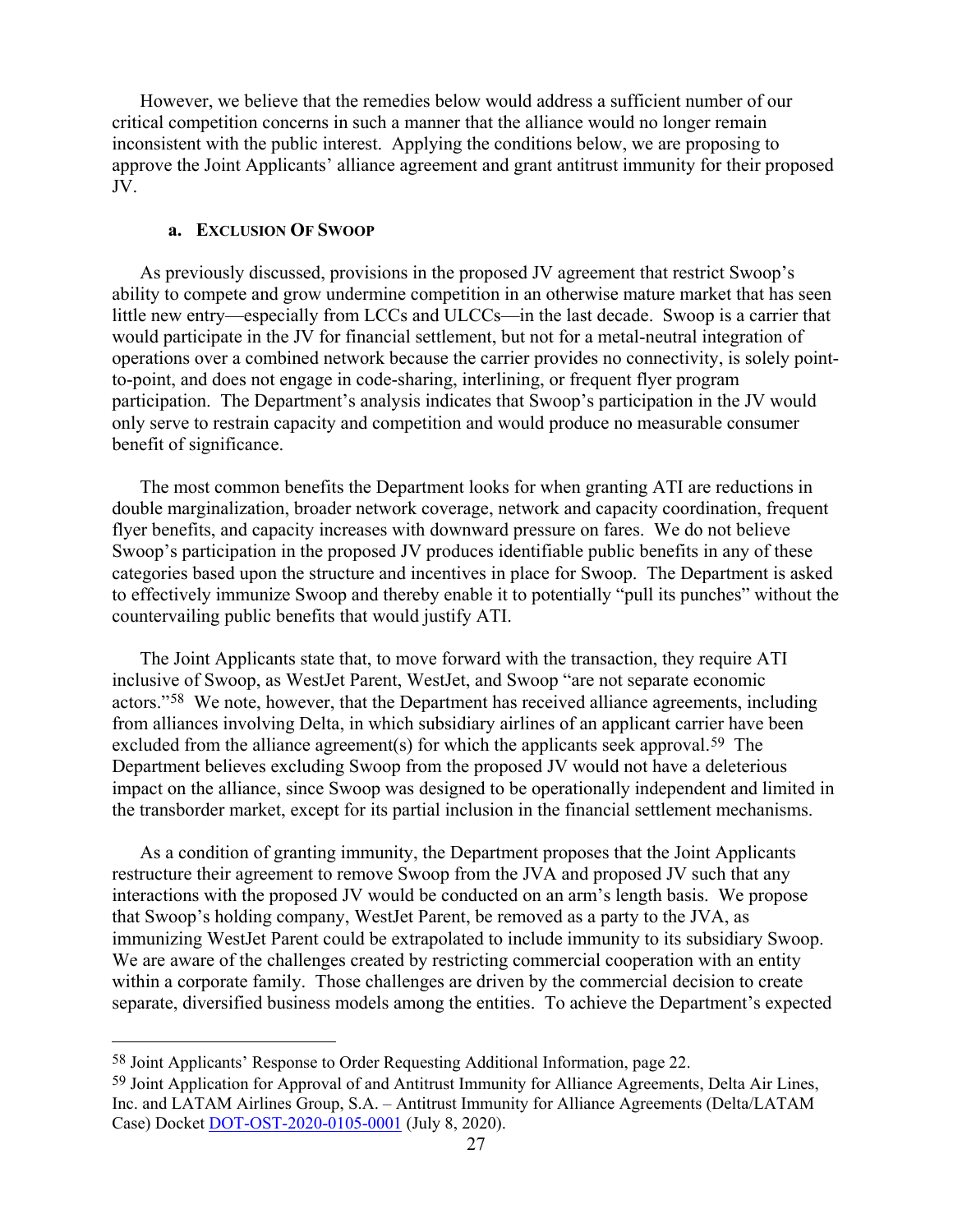However, we believe that the remedies below would address a sufficient number of our critical competition concerns in such a manner that the alliance would no longer remain inconsistent with the public interest. Applying the conditions below, we are proposing to approve the Joint Applicants' alliance agreement and grant antitrust immunity for their proposed JV.

#### a. Exclusion Of Swoop

As previously discussed, provisions in the proposed JV agreement that restrict Swoop's ability to compete and grow undermine competition in an otherwise mature market that has seen little new entry—especially from LCCs and ULCCs—in the last decade. Swoop is a carrier that would participate in the JV for financial settlement, but not for a metal-neutral integration of operations over a combined network because the carrier provides no connectivity, is solely point-to-point, and does not engage in code-sharing, interlining, or frequent flyer program participation. The Department's analysis indicates that Swoop's participation in the JV would only serve to restrain capacity and competition and would produce no measurable consumer benefit of significance.

The most common benefits the Department looks for when granting ATI are reductions in double marginalization, broader network coverage, network and capacity coordination, frequent flyer benefits, and capacity increases with downward pressure on fares. We do not believe Swoop's participation in the proposed JV produces identifiable public benefits in any of these categories based upon the structure and incentives in place for Swoop. The Department is asked to effectively immunize Swoop and thereby enable it to potentially "pull its punches" without the countervailing public benefits that would justify ATI.

The Joint Applicants state that, to move forward with the transaction, they require ATI inclusive of Swoop, as WestJet Parent, WestJet, and Swoop "are not separate economic actors."[58] We note, however, that the Department has received alliance agreements, including from alliances involving Delta, in which subsidiary airlines of an applicant carrier have been excluded from the alliance agreement(s) for which the applicants seek approval.[59] The Department believes excluding Swoop from the proposed JV would not have a deleterious impact on the alliance, since Swoop was designed to be operationally independent and limited in the transborder market, except for its partial inclusion in the financial settlement mechanisms.

As a condition of granting immunity, the Department proposes that the Joint Applicants restructure their agreement to remove Swoop from the JVA and proposed JV such that any interactions with the proposed JV would be conducted on an arm's length basis. We propose that Swoop's holding company, WestJet Parent, be removed as a party to the JVA, as immunizing WestJet Parent could be extrapolated to include immunity to its subsidiary Swoop. We are aware of the challenges created by restricting commercial cooperation with an entity within a corporate family. Those challenges are driven by the commercial decision to create separate, diversified business models among the entities. To achieve the Department's expected

---

[58] Joint Applicants' Response to Order Requesting Additional Information, page 22.

[59] Joint Application for Approval of and Antitrust Immunity for Alliance Agreements, Delta Air Lines, Inc. and LATAM Airlines Group, S.A. – Antitrust Immunity for Alliance Agreements (Delta/LATAM Case) Docket DOT-OST-2020-0105-0001 (July 8, 2020).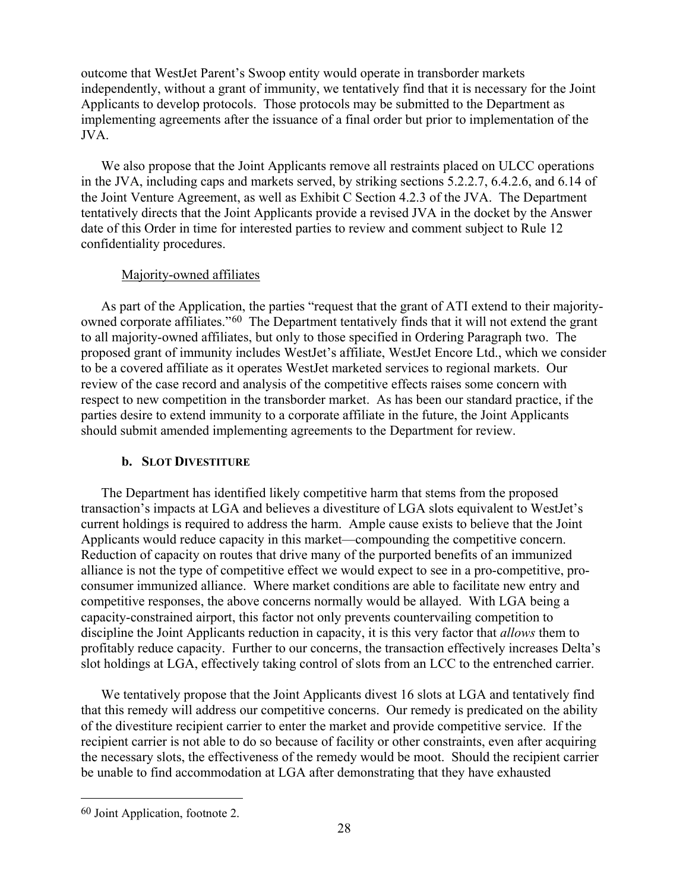outcome that WestJet Parent's Swoop entity would operate in transborder markets independently, without a grant of immunity, we tentatively find that it is necessary for the Joint Applicants to develop protocols. Those protocols may be submitted to the Department as implementing agreements after the issuance of a final order but prior to implementation of the JVA.

We also propose that the Joint Applicants remove all restraints placed on ULCC operations in the JVA, including caps and markets served, by striking sections 5.2.2.7, 6.4.2.6, and 6.14 of the Joint Venture Agreement, as well as Exhibit C Section 4.2.3 of the JVA. The Department tentatively directs that the Joint Applicants provide a revised JVA in the docket by the Answer date of this Order in time for interested parties to review and comment subject to Rule 12 confidentiality procedures.

Majority-owned affiliates

As part of the Application, the parties "request that the grant of ATI extend to their majority-owned corporate affiliates."[60] The Department tentatively finds that it will not extend the grant to all majority-owned affiliates, but only to those specified in Ordering Paragraph two. The proposed grant of immunity includes WestJet's affiliate, WestJet Encore Ltd., which we consider to be a covered affiliate as it operates WestJet marketed services to regional markets. Our review of the case record and analysis of the competitive effects raises some concern with respect to new competition in the transborder market. As has been our standard practice, if the parties desire to extend immunity to a corporate affiliate in the future, the Joint Applicants should submit amended implementing agreements to the Department for review.

#### b. SLOT DIVESTITURE

The Department has identified likely competitive harm that stems from the proposed transaction's impacts at LGA and believes a divestiture of LGA slots equivalent to WestJet's current holdings is required to address the harm. Ample cause exists to believe that the Joint Applicants would reduce capacity in this market—compounding the competitive concern. Reduction of capacity on routes that drive many of the purported benefits of an immunized alliance is not the type of competitive effect we would expect to see in a pro-competitive, pro-consumer immunized alliance. Where market conditions are able to facilitate new entry and competitive responses, the above concerns normally would be allayed. With LGA being a capacity-constrained airport, this factor not only prevents countervailing competition to discipline the Joint Applicants reduction in capacity, it is this very factor that *allows* them to profitably reduce capacity. Further to our concerns, the transaction effectively increases Delta's slot holdings at LGA, effectively taking control of slots from an LCC to the entrenched carrier.

We tentatively propose that the Joint Applicants divest 16 slots at LGA and tentatively find that this remedy will address our competitive concerns. Our remedy is predicated on the ability of the divestiture recipient carrier to enter the market and provide competitive service. If the recipient carrier is not able to do so because of facility or other constraints, even after acquiring the necessary slots, the effectiveness of the remedy would be moot. Should the recipient carrier be unable to find accommodation at LGA after demonstrating that they have exhausted

---

[60] Joint Application, footnote 2.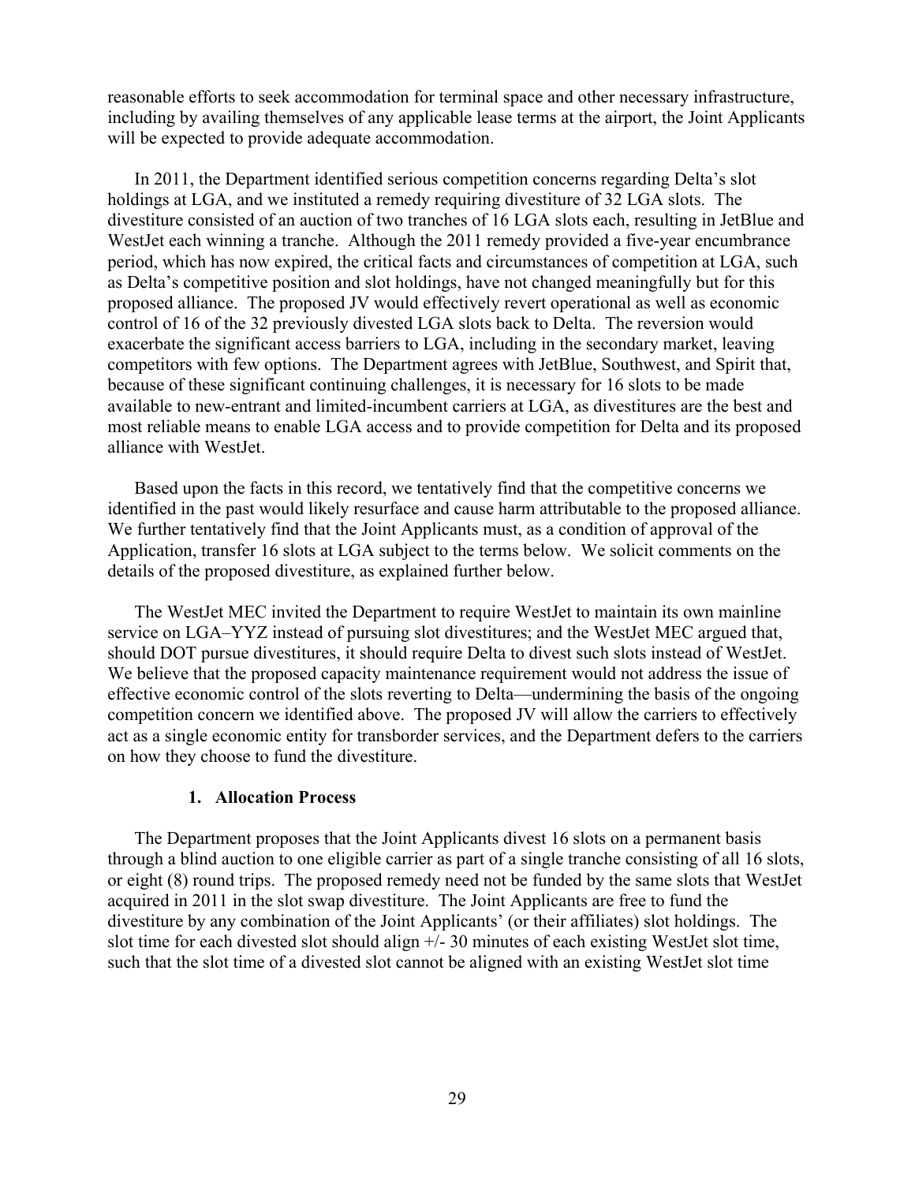reasonable efforts to seek accommodation for terminal space and other necessary infrastructure, including by availing themselves of any applicable lease terms at the airport, the Joint Applicants will be expected to provide adequate accommodation.

In 2011, the Department identified serious competition concerns regarding Delta's slot holdings at LGA, and we instituted a remedy requiring divestiture of 32 LGA slots. The divestiture consisted of an auction of two tranches of 16 LGA slots each, resulting in JetBlue and WestJet each winning a tranche. Although the 2011 remedy provided a five-year encumbrance period, which has now expired, the critical facts and circumstances of competition at LGA, such as Delta's competitive position and slot holdings, have not changed meaningfully but for this proposed alliance. The proposed JV would effectively revert operational as well as economic control of 16 of the 32 previously divested LGA slots back to Delta. The reversion would exacerbate the significant access barriers to LGA, including in the secondary market, leaving competitors with few options. The Department agrees with JetBlue, Southwest, and Spirit that, because of these significant continuing challenges, it is necessary for 16 slots to be made available to new-entrant and limited-incumbent carriers at LGA, as divestitures are the best and most reliable means to enable LGA access and to provide competition for Delta and its proposed alliance with WestJet.

Based upon the facts in this record, we tentatively find that the competitive concerns we identified in the past would likely resurface and cause harm attributable to the proposed alliance. We further tentatively find that the Joint Applicants must, as a condition of approval of the Application, transfer 16 slots at LGA subject to the terms below. We solicit comments on the details of the proposed divestiture, as explained further below.

The WestJet MEC invited the Department to require WestJet to maintain its own mainline service on LGA–YYZ instead of pursuing slot divestitures; and the WestJet MEC argued that, should DOT pursue divestitures, it should require Delta to divest such slots instead of WestJet. We believe that the proposed capacity maintenance requirement would not address the issue of effective economic control of the slots reverting to Delta—undermining the basis of the ongoing competition concern we identified above. The proposed JV will allow the carriers to effectively act as a single economic entity for transborder services, and the Department defers to the carriers on how they choose to fund the divestiture.

### 1. Allocation Process

The Department proposes that the Joint Applicants divest 16 slots on a permanent basis through a blind auction to one eligible carrier as part of a single tranche consisting of all 16 slots, or eight (8) round trips. The proposed remedy need not be funded by the same slots that WestJet acquired in 2011 in the slot swap divestiture. The Joint Applicants are free to fund the divestiture by any combination of the Joint Applicants' (or their affiliates) slot holdings. The slot time for each divested slot should align +/- 30 minutes of each existing WestJet slot time, such that the slot time of a divested slot cannot be aligned with an existing WestJet slot time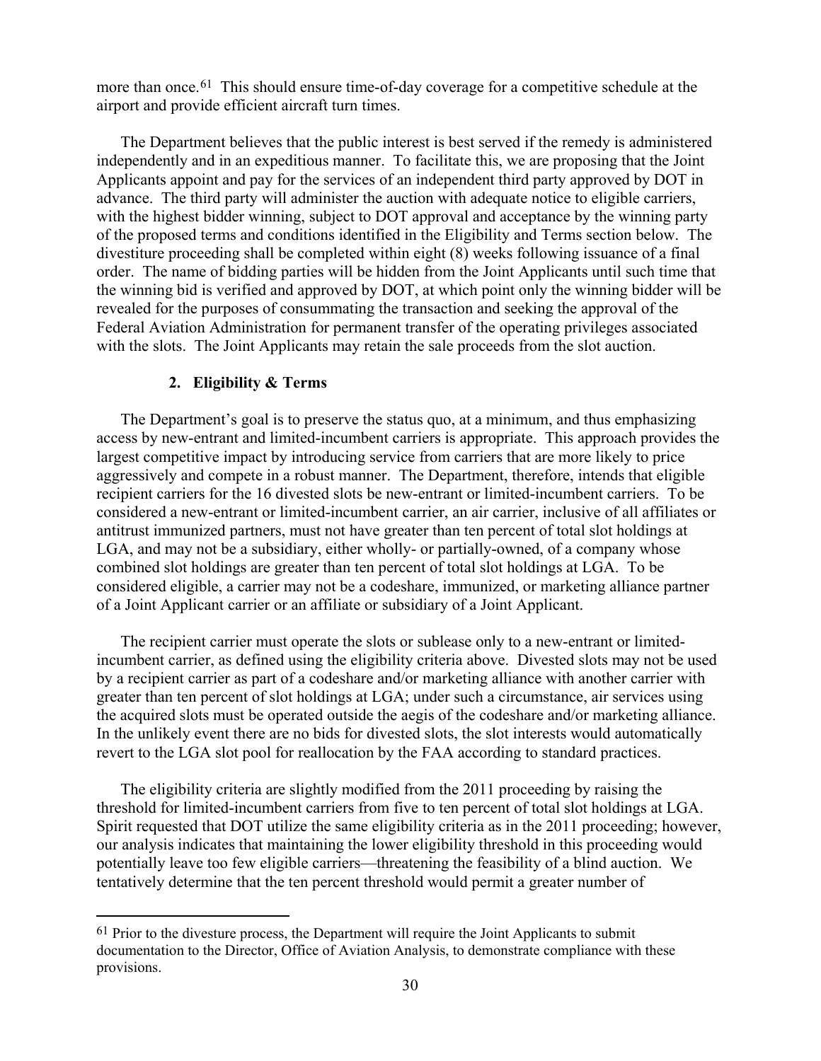more than once.[61] This should ensure time-of-day coverage for a competitive schedule at the airport and provide efficient aircraft turn times.

The Department believes that the public interest is best served if the remedy is administered independently and in an expeditious manner. To facilitate this, we are proposing that the Joint Applicants appoint and pay for the services of an independent third party approved by DOT in advance. The third party will administer the auction with adequate notice to eligible carriers, with the highest bidder winning, subject to DOT approval and acceptance by the winning party of the proposed terms and conditions identified in the Eligibility and Terms section below. The divestiture proceeding shall be completed within eight (8) weeks following issuance of a final order. The name of bidding parties will be hidden from the Joint Applicants until such time that the winning bid is verified and approved by DOT, at which point only the winning bidder will be revealed for the purposes of consummating the transaction and seeking the approval of the Federal Aviation Administration for permanent transfer of the operating privileges associated with the slots. The Joint Applicants may retain the sale proceeds from the slot auction.

### 2. Eligibility & Terms

The Department's goal is to preserve the status quo, at a minimum, and thus emphasizing access by new-entrant and limited-incumbent carriers is appropriate. This approach provides the largest competitive impact by introducing service from carriers that are more likely to price aggressively and compete in a robust manner. The Department, therefore, intends that eligible recipient carriers for the 16 divested slots be new-entrant or limited-incumbent carriers. To be considered a new-entrant or limited-incumbent carrier, an air carrier, inclusive of all affiliates or antitrust immunized partners, must not have greater than ten percent of total slot holdings at LGA, and may not be a subsidiary, either wholly- or partially-owned, of a company whose combined slot holdings are greater than ten percent of total slot holdings at LGA. To be considered eligible, a carrier may not be a codeshare, immunized, or marketing alliance partner of a Joint Applicant carrier or an affiliate or subsidiary of a Joint Applicant.

The recipient carrier must operate the slots or sublease only to a new-entrant or limited-incumbent carrier, as defined using the eligibility criteria above. Divested slots may not be used by a recipient carrier as part of a codeshare and/or marketing alliance with another carrier with greater than ten percent of slot holdings at LGA; under such a circumstance, air services using the acquired slots must be operated outside the aegis of the codeshare and/or marketing alliance. In the unlikely event there are no bids for divested slots, the slot interests would automatically revert to the LGA slot pool for reallocation by the FAA according to standard practices.

The eligibility criteria are slightly modified from the 2011 proceeding by raising the threshold for limited-incumbent carriers from five to ten percent of total slot holdings at LGA. Spirit requested that DOT utilize the same eligibility criteria as in the 2011 proceeding; however, our analysis indicates that maintaining the lower eligibility threshold in this proceeding would potentially leave too few eligible carriers—threatening the feasibility of a blind auction. We tentatively determine that the ten percent threshold would permit a greater number of

[61] Prior to the divesture process, the Department will require the Joint Applicants to submit documentation to the Director, Office of Aviation Analysis, to demonstrate compliance with these provisions.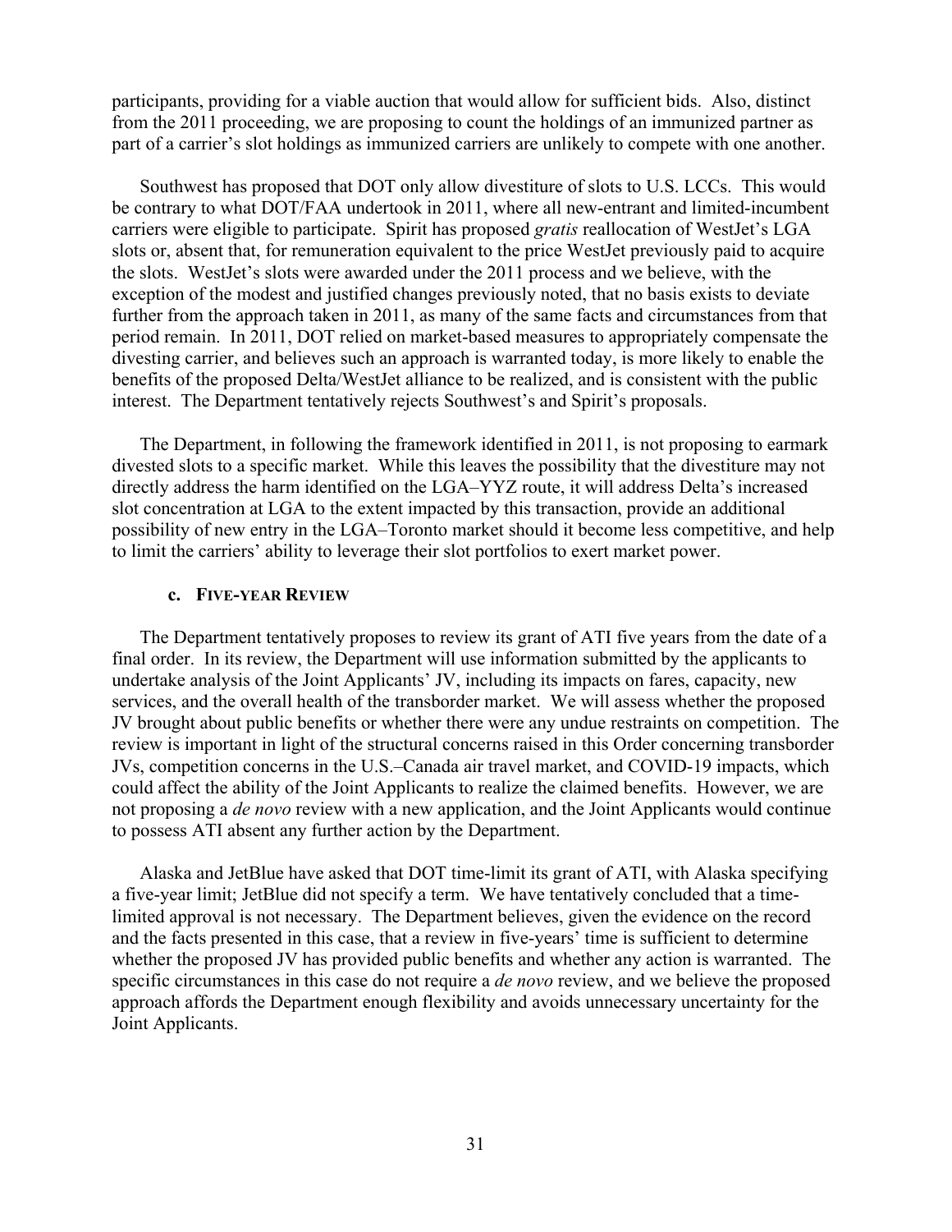participants, providing for a viable auction that would allow for sufficient bids. Also, distinct from the 2011 proceeding, we are proposing to count the holdings of an immunized partner as part of a carrier's slot holdings as immunized carriers are unlikely to compete with one another.

Southwest has proposed that DOT only allow divestiture of slots to U.S. LCCs. This would be contrary to what DOT/FAA undertook in 2011, where all new-entrant and limited-incumbent carriers were eligible to participate. Spirit has proposed *gratis* reallocation of WestJet's LGA slots or, absent that, for remuneration equivalent to the price WestJet previously paid to acquire the slots. WestJet's slots were awarded under the 2011 process and we believe, with the exception of the modest and justified changes previously noted, that no basis exists to deviate further from the approach taken in 2011, as many of the same facts and circumstances from that period remain. In 2011, DOT relied on market-based measures to appropriately compensate the divesting carrier, and believes such an approach is warranted today, is more likely to enable the benefits of the proposed Delta/WestJet alliance to be realized, and is consistent with the public interest. The Department tentatively rejects Southwest's and Spirit's proposals.

The Department, in following the framework identified in 2011, is not proposing to earmark divested slots to a specific market. While this leaves the possibility that the divestiture may not directly address the harm identified on the LGA–YYZ route, it will address Delta's increased slot concentration at LGA to the extent impacted by this transaction, provide an additional possibility of new entry in the LGA–Toronto market should it become less competitive, and help to limit the carriers' ability to leverage their slot portfolios to exert market power.

### c. Five-year Review

The Department tentatively proposes to review its grant of ATI five years from the date of a final order. In its review, the Department will use information submitted by the applicants to undertake analysis of the Joint Applicants' JV, including its impacts on fares, capacity, new services, and the overall health of the transborder market. We will assess whether the proposed JV brought about public benefits or whether there were any undue restraints on competition. The review is important in light of the structural concerns raised in this Order concerning transborder JVs, competition concerns in the U.S.–Canada air travel market, and COVID-19 impacts, which could affect the ability of the Joint Applicants to realize the claimed benefits. However, we are not proposing a *de novo* review with a new application, and the Joint Applicants would continue to possess ATI absent any further action by the Department.

Alaska and JetBlue have asked that DOT time-limit its grant of ATI, with Alaska specifying a five-year limit; JetBlue did not specify a term. We have tentatively concluded that a time-limited approval is not necessary. The Department believes, given the evidence on the record and the facts presented in this case, that a review in five-years' time is sufficient to determine whether the proposed JV has provided public benefits and whether any action is warranted. The specific circumstances in this case do not require a *de novo* review, and we believe the proposed approach affords the Department enough flexibility and avoids unnecessary uncertainty for the Joint Applicants.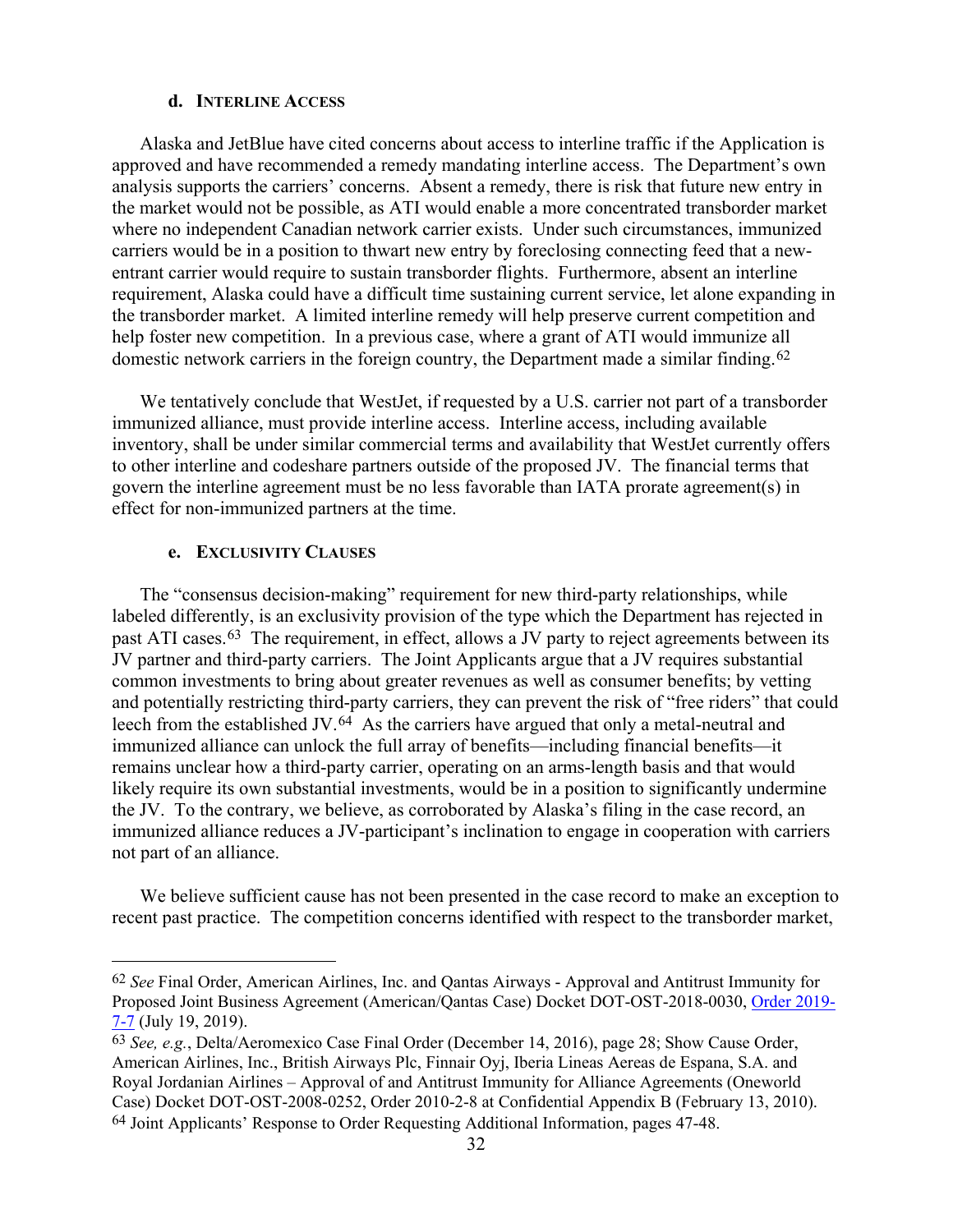#### d. Interline Access

Alaska and JetBlue have cited concerns about access to interline traffic if the Application is approved and have recommended a remedy mandating interline access. The Department's own analysis supports the carriers' concerns. Absent a remedy, there is risk that future new entry in the market would not be possible, as ATI would enable a more concentrated transborder market where no independent Canadian network carrier exists. Under such circumstances, immunized carriers would be in a position to thwart new entry by foreclosing connecting feed that a new-entrant carrier would require to sustain transborder flights. Furthermore, absent an interline requirement, Alaska could have a difficult time sustaining current service, let alone expanding in the transborder market. A limited interline remedy will help preserve current competition and help foster new competition. In a previous case, where a grant of ATI would immunize all domestic network carriers in the foreign country, the Department made a similar finding.[62]

We tentatively conclude that WestJet, if requested by a U.S. carrier not part of a transborder immunized alliance, must provide interline access. Interline access, including available inventory, shall be under similar commercial terms and availability that WestJet currently offers to other interline and codeshare partners outside of the proposed JV. The financial terms that govern the interline agreement must be no less favorable than IATA prorate agreement(s) in effect for non-immunized partners at the time.

#### e. Exclusivity Clauses

The "consensus decision-making" requirement for new third-party relationships, while labeled differently, is an exclusivity provision of the type which the Department has rejected in past ATI cases.[63] The requirement, in effect, allows a JV party to reject agreements between its JV partner and third-party carriers. The Joint Applicants argue that a JV requires substantial common investments to bring about greater revenues as well as consumer benefits; by vetting and potentially restricting third-party carriers, they can prevent the risk of "free riders" that could leech from the established JV.[64] As the carriers have argued that only a metal-neutral and immunized alliance can unlock the full array of benefits—including financial benefits—it remains unclear how a third-party carrier, operating on an arms-length basis and that would likely require its own substantial investments, would be in a position to significantly undermine the JV. To the contrary, we believe, as corroborated by Alaska's filing in the case record, an immunized alliance reduces a JV-participant's inclination to engage in cooperation with carriers not part of an alliance.

We believe sufficient cause has not been presented in the case record to make an exception to recent past practice. The competition concerns identified with respect to the transborder market,

---

[62] *See* Final Order, American Airlines, Inc. and Qantas Airways - Approval and Antitrust Immunity for Proposed Joint Business Agreement (American/Qantas Case) Docket DOT-OST-2018-0030, Order 2019-7-7 (July 19, 2019).

[63] *See, e.g.*, Delta/Aeromexico Case Final Order (December 14, 2016), page 28; Show Cause Order, American Airlines, Inc., British Airways Plc, Finnair Oyj, Iberia Lineas Aereas de Espana, S.A. and Royal Jordanian Airlines – Approval of and Antitrust Immunity for Alliance Agreements (Oneworld Case) Docket DOT-OST-2008-0252, Order 2010-2-8 at Confidential Appendix B (February 13, 2010).

[64] Joint Applicants' Response to Order Requesting Additional Information, pages 47-48.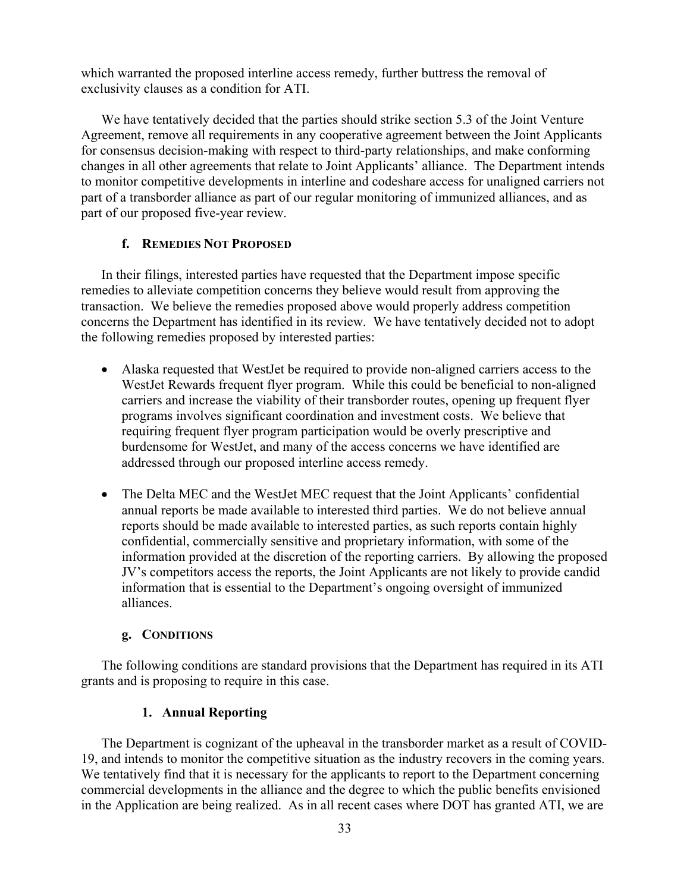which warranted the proposed interline access remedy, further buttress the removal of exclusivity clauses as a condition for ATI.

We have tentatively decided that the parties should strike section 5.3 of the Joint Venture Agreement, remove all requirements in any cooperative agreement between the Joint Applicants for consensus decision-making with respect to third-party relationships, and make conforming changes in all other agreements that relate to Joint Applicants' alliance. The Department intends to monitor competitive developments in interline and codeshare access for unaligned carriers not part of a transborder alliance as part of our regular monitoring of immunized alliances, and as part of our proposed five-year review.

#### f. Remedies Not Proposed

In their filings, interested parties have requested that the Department impose specific remedies to alleviate competition concerns they believe would result from approving the transaction. We believe the remedies proposed above would properly address competition concerns the Department has identified in its review. We have tentatively decided not to adopt the following remedies proposed by interested parties:

- Alaska requested that WestJet be required to provide non-aligned carriers access to the WestJet Rewards frequent flyer program. While this could be beneficial to non-aligned carriers and increase the viability of their transborder routes, opening up frequent flyer programs involves significant coordination and investment costs. We believe that requiring frequent flyer program participation would be overly prescriptive and burdensome for WestJet, and many of the access concerns we have identified are addressed through our proposed interline access remedy.

- The Delta MEC and the WestJet MEC request that the Joint Applicants' confidential annual reports be made available to interested third parties. We do not believe annual reports should be made available to interested parties, as such reports contain highly confidential, commercially sensitive and proprietary information, with some of the information provided at the discretion of the reporting carriers. By allowing the proposed JV's competitors access the reports, the Joint Applicants are not likely to provide candid information that is essential to the Department's ongoing oversight of immunized alliances.

#### g. Conditions

The following conditions are standard provisions that the Department has required in its ATI grants and is proposing to require in this case.

##### 1. Annual Reporting

The Department is cognizant of the upheaval in the transborder market as a result of COVID-19, and intends to monitor the competitive situation as the industry recovers in the coming years. We tentatively find that it is necessary for the applicants to report to the Department concerning commercial developments in the alliance and the degree to which the public benefits envisioned in the Application are being realized. As in all recent cases where DOT has granted ATI, we are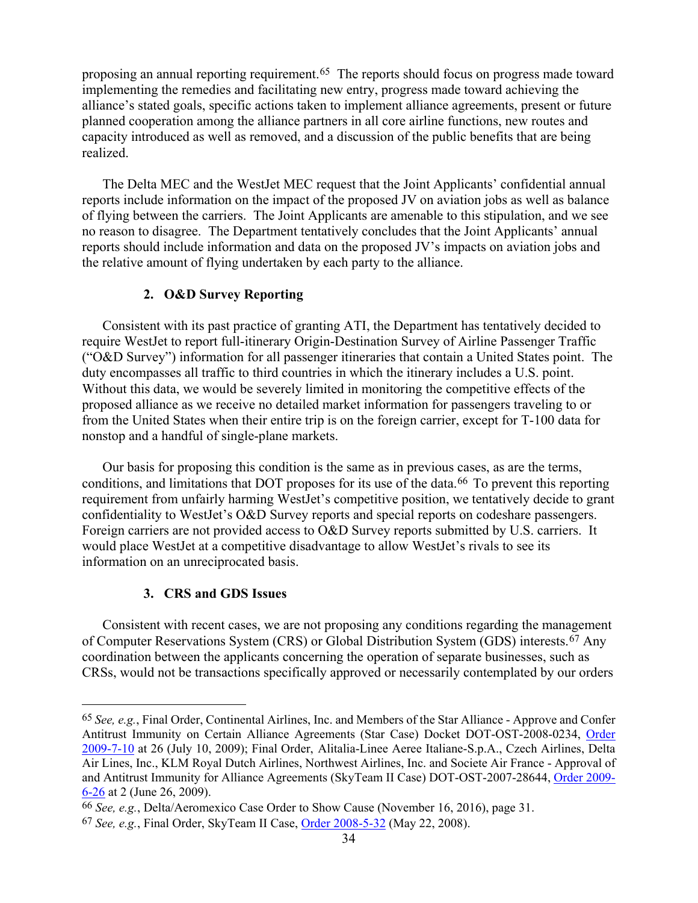proposing an annual reporting requirement.[65] The reports should focus on progress made toward implementing the remedies and facilitating new entry, progress made toward achieving the alliance's stated goals, specific actions taken to implement alliance agreements, present or future planned cooperation among the alliance partners in all core airline functions, new routes and capacity introduced as well as removed, and a discussion of the public benefits that are being realized.

The Delta MEC and the WestJet MEC request that the Joint Applicants' confidential annual reports include information on the impact of the proposed JV on aviation jobs as well as balance of flying between the carriers. The Joint Applicants are amenable to this stipulation, and we see no reason to disagree. The Department tentatively concludes that the Joint Applicants' annual reports should include information and data on the proposed JV's impacts on aviation jobs and the relative amount of flying undertaken by each party to the alliance.

### 2. O&D Survey Reporting

Consistent with its past practice of granting ATI, the Department has tentatively decided to require WestJet to report full-itinerary Origin-Destination Survey of Airline Passenger Traffic ("O&D Survey") information for all passenger itineraries that contain a United States point. The duty encompasses all traffic to third countries in which the itinerary includes a U.S. point. Without this data, we would be severely limited in monitoring the competitive effects of the proposed alliance as we receive no detailed market information for passengers traveling to or from the United States when their entire trip is on the foreign carrier, except for T-100 data for nonstop and a handful of single-plane markets.

Our basis for proposing this condition is the same as in previous cases, as are the terms, conditions, and limitations that DOT proposes for its use of the data.[66] To prevent this reporting requirement from unfairly harming WestJet's competitive position, we tentatively decide to grant confidentiality to WestJet's O&D Survey reports and special reports on codeshare passengers. Foreign carriers are not provided access to O&D Survey reports submitted by U.S. carriers. It would place WestJet at a competitive disadvantage to allow WestJet's rivals to see its information on an unreciprocated basis.

### 3. CRS and GDS Issues

Consistent with recent cases, we are not proposing any conditions regarding the management of Computer Reservations System (CRS) or Global Distribution System (GDS) interests.[67] Any coordination between the applicants concerning the operation of separate businesses, such as CRSs, would not be transactions specifically approved or necessarily contemplated by our orders

---

[65] *See, e.g.*, Final Order, Continental Airlines, Inc. and Members of the Star Alliance - Approve and Confer Antitrust Immunity on Certain Alliance Agreements (Star Case) Docket DOT-OST-2008-0234, Order 2009-7-10 at 26 (July 10, 2009); Final Order, Alitalia-Linee Aeree Italiane-S.p.A., Czech Airlines, Delta Air Lines, Inc., KLM Royal Dutch Airlines, Northwest Airlines, Inc. and Societe Air France - Approval of and Antitrust Immunity for Alliance Agreements (SkyTeam II Case) DOT-OST-2007-28644, Order 2009-6-26 at 2 (June 26, 2009).

[66] *See, e.g.*, Delta/Aeromexico Case Order to Show Cause (November 16, 2016), page 31.

[67] *See, e.g.*, Final Order, SkyTeam II Case, Order 2008-5-32 (May 22, 2008).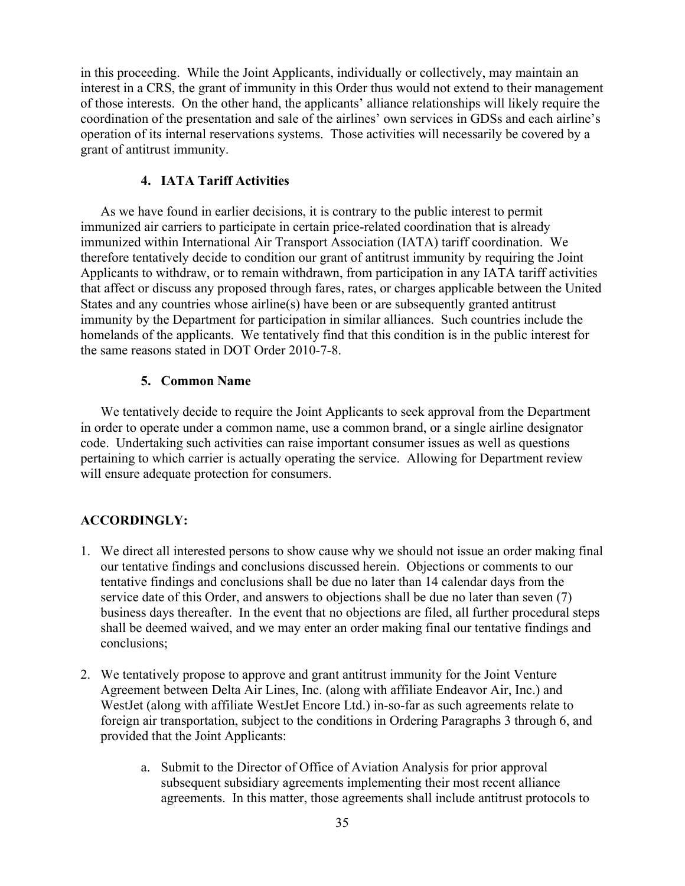in this proceeding. While the Joint Applicants, individually or collectively, may maintain an interest in a CRS, the grant of immunity in this Order thus would not extend to their management of those interests. On the other hand, the applicants' alliance relationships will likely require the coordination of the presentation and sale of the airlines' own services in GDSs and each airline's operation of its internal reservations systems. Those activities will necessarily be covered by a grant of antitrust immunity.

### 4. IATA Tariff Activities

As we have found in earlier decisions, it is contrary to the public interest to permit immunized air carriers to participate in certain price-related coordination that is already immunized within International Air Transport Association (IATA) tariff coordination. We therefore tentatively decide to condition our grant of antitrust immunity by requiring the Joint Applicants to withdraw, or to remain withdrawn, from participation in any IATA tariff activities that affect or discuss any proposed through fares, rates, or charges applicable between the United States and any countries whose airline(s) have been or are subsequently granted antitrust immunity by the Department for participation in similar alliances. Such countries include the homelands of the applicants. We tentatively find that this condition is in the public interest for the same reasons stated in DOT Order 2010-7-8.

### 5. Common Name

We tentatively decide to require the Joint Applicants to seek approval from the Department in order to operate under a common name, use a common brand, or a single airline designator code. Undertaking such activities can raise important consumer issues as well as questions pertaining to which carrier is actually operating the service. Allowing for Department review will ensure adequate protection for consumers.

## ACCORDINGLY:

1. We direct all interested persons to show cause why we should not issue an order making final our tentative findings and conclusions discussed herein. Objections or comments to our tentative findings and conclusions shall be due no later than 14 calendar days from the service date of this Order, and answers to objections shall be due no later than seven (7) business days thereafter. In the event that no objections are filed, all further procedural steps shall be deemed waived, and we may enter an order making final our tentative findings and conclusions;

2. We tentatively propose to approve and grant antitrust immunity for the Joint Venture Agreement between Delta Air Lines, Inc. (along with affiliate Endeavor Air, Inc.) and WestJet (along with affiliate WestJet Encore Ltd.) in-so-far as such agreements relate to foreign air transportation, subject to the conditions in Ordering Paragraphs 3 through 6, and provided that the Joint Applicants:

   a. Submit to the Director of Office of Aviation Analysis for prior approval subsequent subsidiary agreements implementing their most recent alliance agreements. In this matter, those agreements shall include antitrust protocols to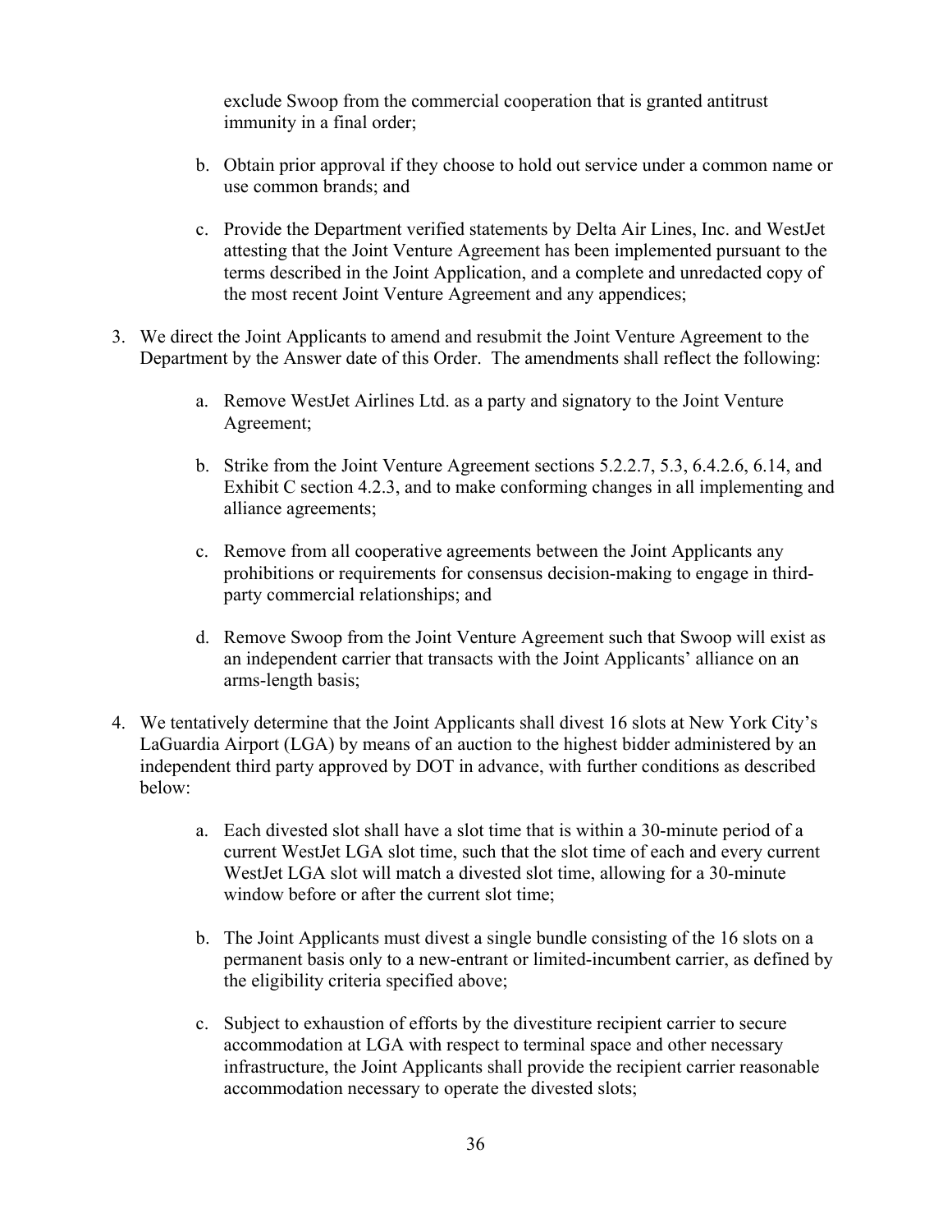exclude Swoop from the commercial cooperation that is granted antitrust immunity in a final order;

   b. Obtain prior approval if they choose to hold out service under a common name or use common brands; and

   c. Provide the Department verified statements by Delta Air Lines, Inc. and WestJet attesting that the Joint Venture Agreement has been implemented pursuant to the terms described in the Joint Application, and a complete and unredacted copy of the most recent Joint Venture Agreement and any appendices;

3. We direct the Joint Applicants to amend and resubmit the Joint Venture Agreement to the Department by the Answer date of this Order. The amendments shall reflect the following:

   a. Remove WestJet Airlines Ltd. as a party and signatory to the Joint Venture Agreement;

   b. Strike from the Joint Venture Agreement sections 5.2.2.7, 5.3, 6.4.2.6, 6.14, and Exhibit C section 4.2.3, and to make conforming changes in all implementing and alliance agreements;

   c. Remove from all cooperative agreements between the Joint Applicants any prohibitions or requirements for consensus decision-making to engage in third-party commercial relationships; and

   d. Remove Swoop from the Joint Venture Agreement such that Swoop will exist as an independent carrier that transacts with the Joint Applicants' alliance on an arms-length basis;

4. We tentatively determine that the Joint Applicants shall divest 16 slots at New York City's LaGuardia Airport (LGA) by means of an auction to the highest bidder administered by an independent third party approved by DOT in advance, with further conditions as described below:

   a. Each divested slot shall have a slot time that is within a 30-minute period of a current WestJet LGA slot time, such that the slot time of each and every current WestJet LGA slot will match a divested slot time, allowing for a 30-minute window before or after the current slot time;

   b. The Joint Applicants must divest a single bundle consisting of the 16 slots on a permanent basis only to a new-entrant or limited-incumbent carrier, as defined by the eligibility criteria specified above;

   c. Subject to exhaustion of efforts by the divestiture recipient carrier to secure accommodation at LGA with respect to terminal space and other necessary infrastructure, the Joint Applicants shall provide the recipient carrier reasonable accommodation necessary to operate the divested slots;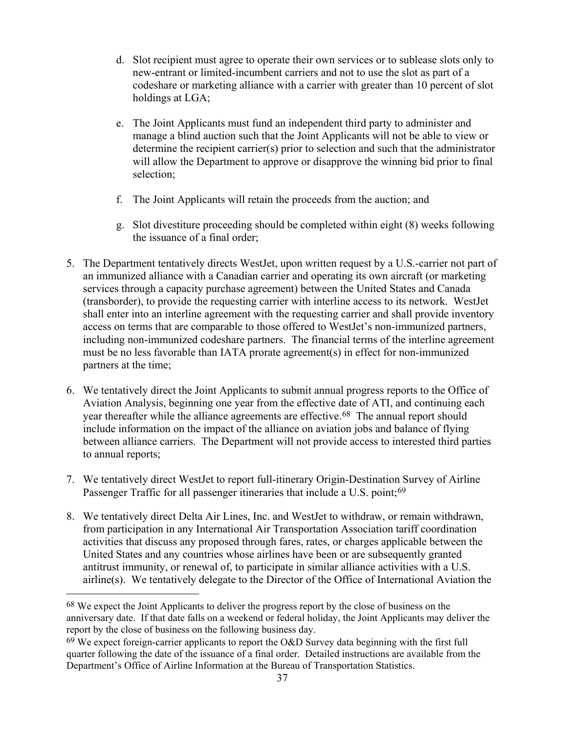d. Slot recipient must agree to operate their own services or to sublease slots only to new-entrant or limited-incumbent carriers and not to use the slot as part of a codeshare or marketing alliance with a carrier with greater than 10 percent of slot holdings at LGA;

e. The Joint Applicants must fund an independent third party to administer and manage a blind auction such that the Joint Applicants will not be able to view or determine the recipient carrier(s) prior to selection and such that the administrator will allow the Department to approve or disapprove the winning bid prior to final selection;

f. The Joint Applicants will retain the proceeds from the auction; and

g. Slot divestiture proceeding should be completed within eight (8) weeks following the issuance of a final order;

5. The Department tentatively directs WestJet, upon written request by a U.S.-carrier not part of an immunized alliance with a Canadian carrier and operating its own aircraft (or marketing services through a capacity purchase agreement) between the United States and Canada (transborder), to provide the requesting carrier with interline access to its network. WestJet shall enter into an interline agreement with the requesting carrier and shall provide inventory access on terms that are comparable to those offered to WestJet's non-immunized partners, including non-immunized codeshare partners. The financial terms of the interline agreement must be no less favorable than IATA prorate agreement(s) in effect for non-immunized partners at the time;

6. We tentatively direct the Joint Applicants to submit annual progress reports to the Office of Aviation Analysis, beginning one year from the effective date of ATI, and continuing each year thereafter while the alliance agreements are effective.[68] The annual report should include information on the impact of the alliance on aviation jobs and balance of flying between alliance carriers. The Department will not provide access to interested third parties to annual reports;

7. We tentatively direct WestJet to report full-itinerary Origin-Destination Survey of Airline Passenger Traffic for all passenger itineraries that include a U.S. point;[69]

8. We tentatively direct Delta Air Lines, Inc. and WestJet to withdraw, or remain withdrawn, from participation in any International Air Transportation Association tariff coordination activities that discuss any proposed through fares, rates, or charges applicable between the United States and any countries whose airlines have been or are subsequently granted antitrust immunity, or renewal of, to participate in similar alliance activities with a U.S. airline(s). We tentatively delegate to the Director of the Office of International Aviation the

---

[68] We expect the Joint Applicants to deliver the progress report by the close of business on the anniversary date. If that date falls on a weekend or federal holiday, the Joint Applicants may deliver the report by the close of business on the following business day.

[69] We expect foreign-carrier applicants to report the O&D Survey data beginning with the first full quarter following the date of the issuance of a final order. Detailed instructions are available from the Department's Office of Airline Information at the Bureau of Transportation Statistics.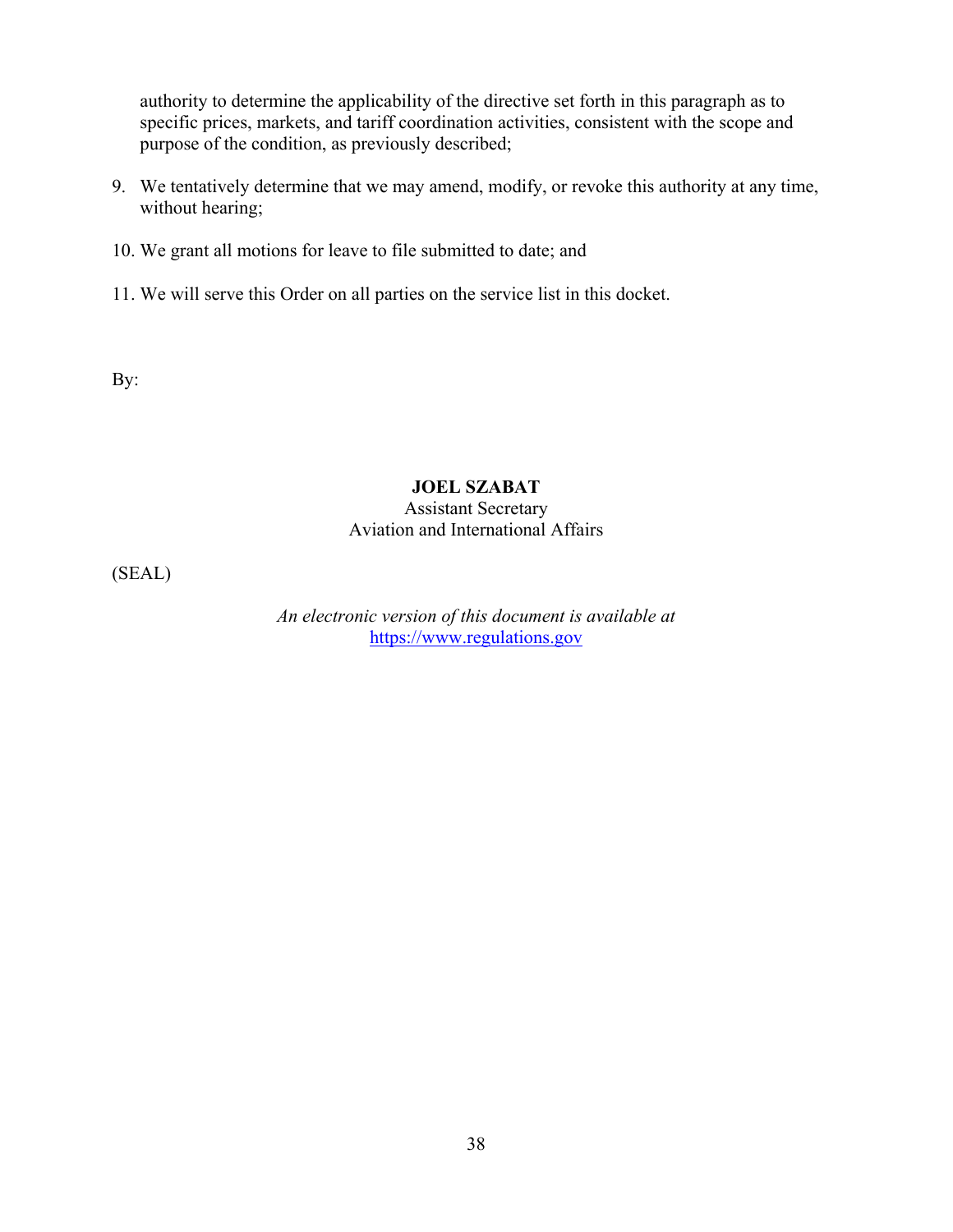authority to determine the applicability of the directive set forth in this paragraph as to specific prices, markets, and tariff coordination activities, consistent with the scope and purpose of the condition, as previously described;

9. We tentatively determine that we may amend, modify, or revoke this authority at any time, without hearing;

10. We grant all motions for leave to file submitted to date; and

11. We will serve this Order on all parties on the service list in this docket.

By:

**JOEL SZABAT**
Assistant Secretary
Aviation and International Affairs

(SEAL)

*An electronic version of this document is available at* https://www.regulations.gov